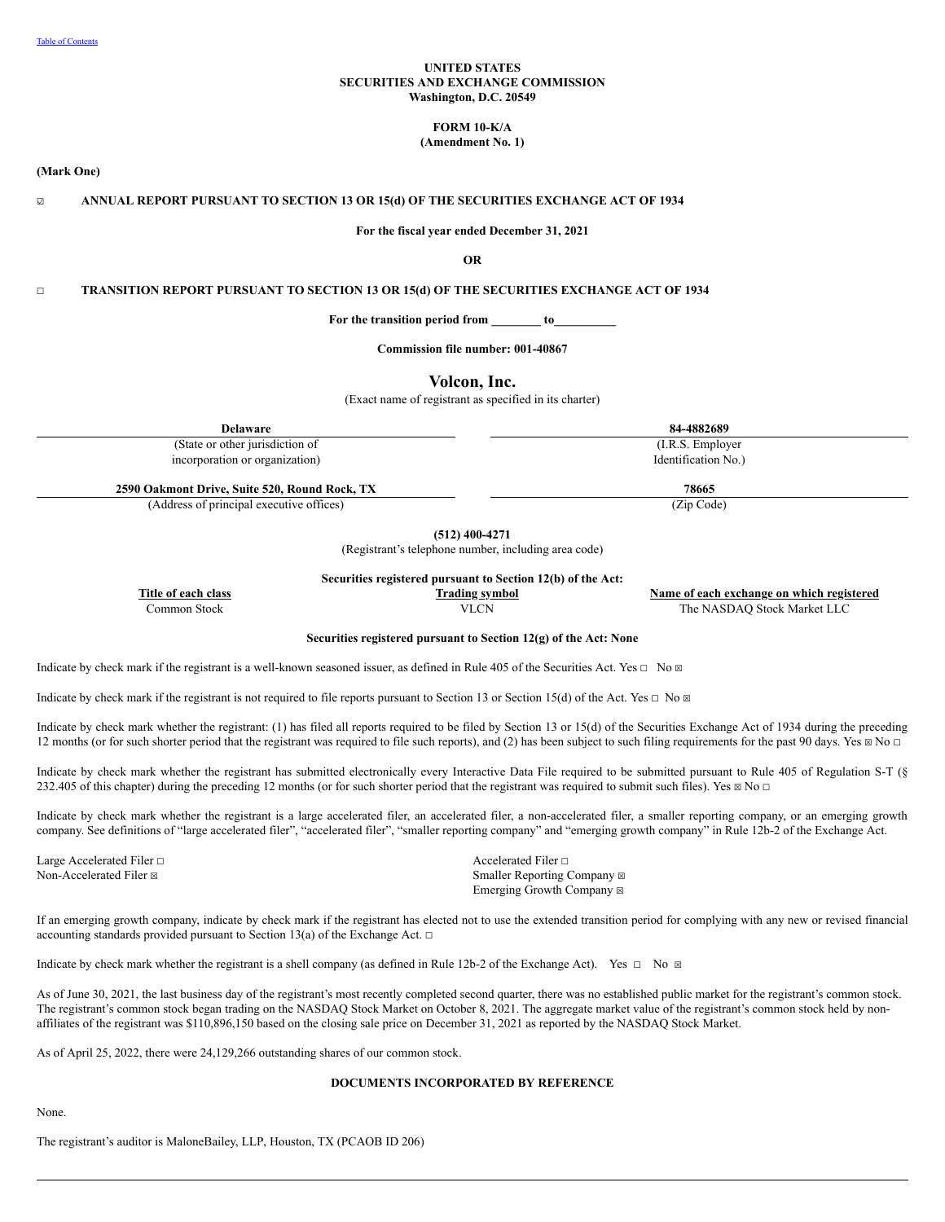[Table of Contents]

**UNITED STATES**
**SECURITIES AND EXCHANGE COMMISSION**
**Washington, D.C. 20549**

**FORM 10-K/A**
**(Amendment No. 1)**

**(Mark One)**

☑ **ANNUAL REPORT PURSUANT TO SECTION 13 OR 15(d) OF THE SECURITIES EXCHANGE ACT OF 1934**

**For the fiscal year ended December 31, 2021**

**OR**

☐ **TRANSITION REPORT PURSUANT TO SECTION 13 OR 15(d) OF THE SECURITIES EXCHANGE ACT OF 1934**

**For the transition period from ________ to__________**

**Commission file number: 001-40867**

# Volcon, Inc.

(Exact name of registrant as specified in its charter)

| **Delaware** | **84-4882689** |
|---|---|
| (State or other jurisdiction of incorporation or organization) | (I.R.S. Employer Identification No.) |
| **2590 Oakmont Drive, Suite 520, Round Rock, TX** | **78665** |
| (Address of principal executive offices) | (Zip Code) |

**(512) 400-4271**
(Registrant's telephone number, including area code)

**Securities registered pursuant to Section 12(b) of the Act:**

| Title of each class | Trading symbol | Name of each exchange on which registered |
|---|---|---|
| Common Stock | VLCN | The NASDAQ Stock Market LLC |

**Securities registered pursuant to Section 12(g) of the Act: None**

Indicate by check mark if the registrant is a well-known seasoned issuer, as defined in Rule 405 of the Securities Act. Yes ☐ No ☒

Indicate by check mark if the registrant is not required to file reports pursuant to Section 13 or Section 15(d) of the Act. Yes ☐ No ☒

Indicate by check mark whether the registrant: (1) has filed all reports required to be filed by Section 13 or 15(d) of the Securities Exchange Act of 1934 during the preceding 12 months (or for such shorter period that the registrant was required to file such reports), and (2) has been subject to such filing requirements for the past 90 days. Yes ☒ No ☐

Indicate by check mark whether the registrant has submitted electronically every Interactive Data File required to be submitted pursuant to Rule 405 of Regulation S-T (§ 232.405 of this chapter) during the preceding 12 months (or for such shorter period that the registrant was required to submit such files). Yes ☒ No ☐

Indicate by check mark whether the registrant is a large accelerated filer, an accelerated filer, a non-accelerated filer, a smaller reporting company, or an emerging growth company. See definitions of "large accelerated filer", "accelerated filer", "smaller reporting company" and "emerging growth company" in Rule 12b-2 of the Exchange Act.

| | |
|---|---|
| Large Accelerated Filer ☐ | Accelerated Filer ☐ |
| Non-Accelerated Filer ☒ | Smaller Reporting Company ☒ |
| | Emerging Growth Company ☒ |

If an emerging growth company, indicate by check mark if the registrant has elected not to use the extended transition period for complying with any new or revised financial accounting standards provided pursuant to Section 13(a) of the Exchange Act. ☐

Indicate by check mark whether the registrant is a shell company (as defined in Rule 12b-2 of the Exchange Act). Yes ☐ No ☒

As of June 30, 2021, the last business day of the registrant's most recently completed second quarter, there was no established public market for the registrant's common stock. The registrant's common stock began trading on the NASDAQ Stock Market on October 8, 2021. The aggregate market value of the registrant's common stock held by non-affiliates of the registrant was $110,896,150 based on the closing sale price on December 31, 2021 as reported by the NASDAQ Stock Market.

As of April 25, 2022, there were 24,129,266 outstanding shares of our common stock.

**DOCUMENTS INCORPORATED BY REFERENCE**

None.

The registrant's auditor is MaloneBailey, LLP, Houston, TX (PCAOB ID 206)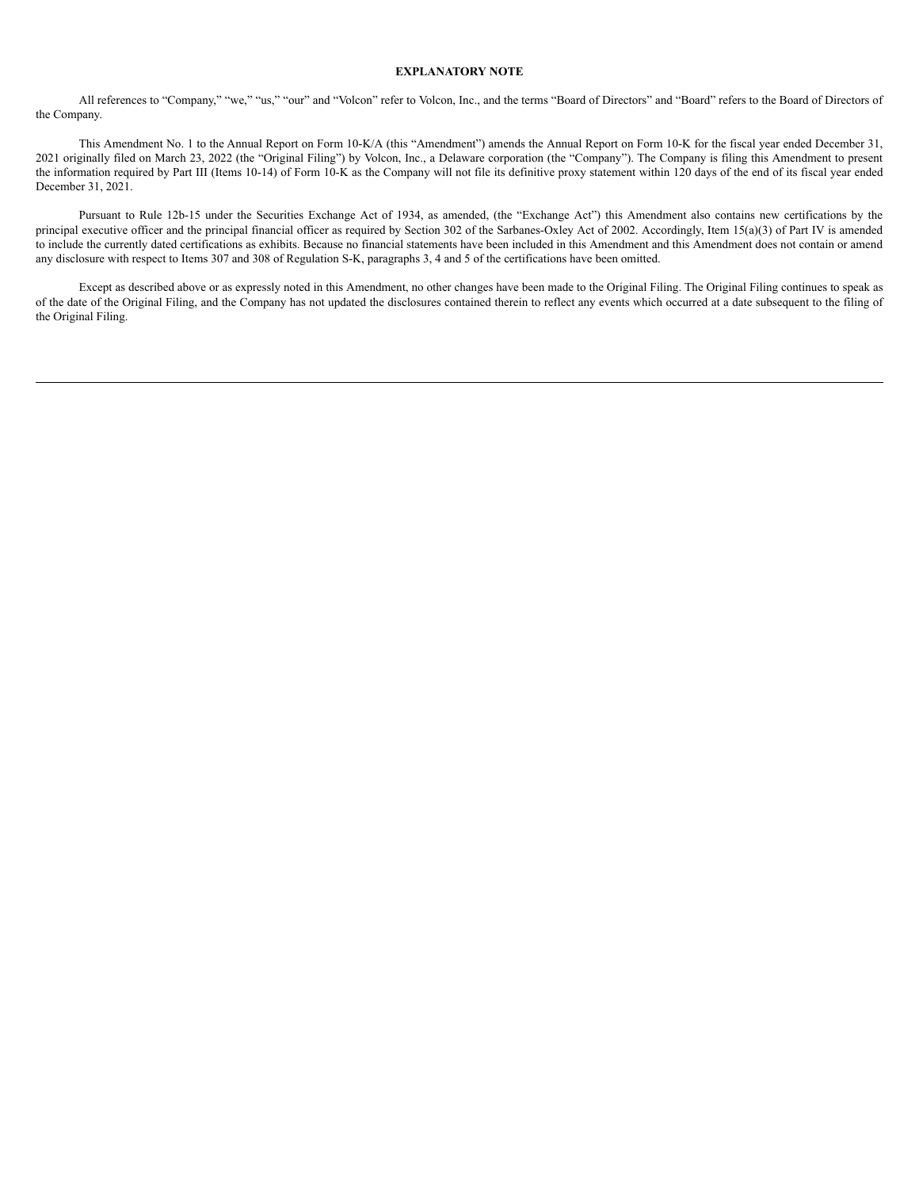## EXPLANATORY NOTE

All references to "Company," "we," "us," "our" and "Volcon" refer to Volcon, Inc., and the terms "Board of Directors" and "Board" refers to the Board of Directors of the Company.

This Amendment No. 1 to the Annual Report on Form 10-K/A (this "Amendment") amends the Annual Report on Form 10-K for the fiscal year ended December 31, 2021 originally filed on March 23, 2022 (the "Original Filing") by Volcon, Inc., a Delaware corporation (the "Company"). The Company is filing this Amendment to present the information required by Part III (Items 10-14) of Form 10-K as the Company will not file its definitive proxy statement within 120 days of the end of its fiscal year ended December 31, 2021.

Pursuant to Rule 12b-15 under the Securities Exchange Act of 1934, as amended, (the "Exchange Act") this Amendment also contains new certifications by the principal executive officer and the principal financial officer as required by Section 302 of the Sarbanes-Oxley Act of 2002. Accordingly, Item 15(a)(3) of Part IV is amended to include the currently dated certifications as exhibits. Because no financial statements have been included in this Amendment and this Amendment does not contain or amend any disclosure with respect to Items 307 and 308 of Regulation S-K, paragraphs 3, 4 and 5 of the certifications have been omitted.

Except as described above or as expressly noted in this Amendment, no other changes have been made to the Original Filing. The Original Filing continues to speak as of the date of the Original Filing, and the Company has not updated the disclosures contained therein to reflect any events which occurred at a date subsequent to the filing of the Original Filing.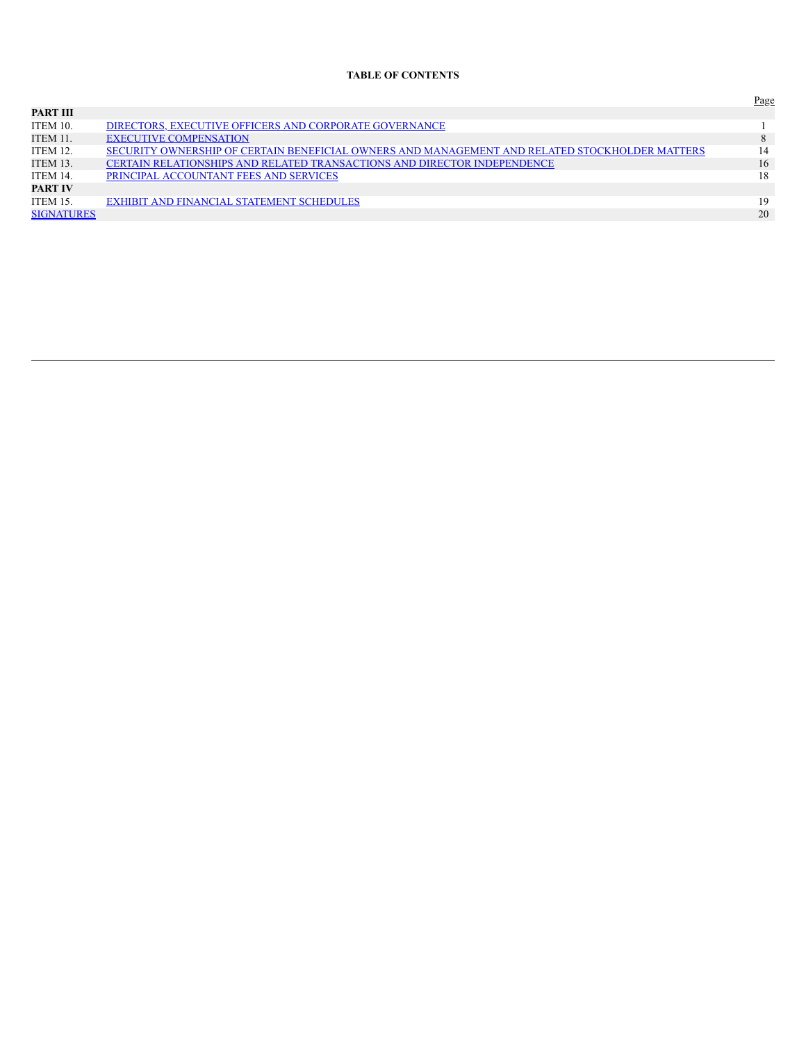**TABLE OF CONTENTS**

| | | Page |
|---|---|---|
| **PART III** | | |
| ITEM 10. | DIRECTORS, EXECUTIVE OFFICERS AND CORPORATE GOVERNANCE | 1 |
| ITEM 11. | EXECUTIVE COMPENSATION | 8 |
| ITEM 12. | SECURITY OWNERSHIP OF CERTAIN BENEFICIAL OWNERS AND MANAGEMENT AND RELATED STOCKHOLDER MATTERS | 14 |
| ITEM 13. | CERTAIN RELATIONSHIPS AND RELATED TRANSACTIONS AND DIRECTOR INDEPENDENCE | 16 |
| ITEM 14. | PRINCIPAL ACCOUNTANT FEES AND SERVICES | 18 |
| **PART IV** | | |
| ITEM 15. | EXHIBIT AND FINANCIAL STATEMENT SCHEDULES | 19 |
| SIGNATURES | | 20 |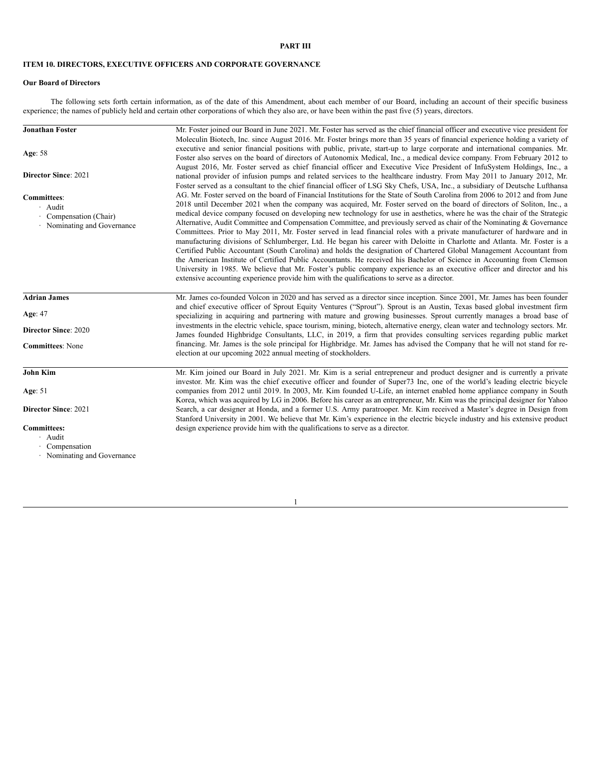**PART III**

**ITEM 10. DIRECTORS, EXECUTIVE OFFICERS AND CORPORATE GOVERNANCE**

**Our Board of Directors**

The following sets forth certain information, as of the date of this Amendment, about each member of our Board, including an account of their specific business experience; the names of publicly held and certain other corporations of which they also are, or have been within the past five (5) years, directors.

| | |
|---|---|
| **Jonathan Foster**<br><br>**Age**: 58<br><br>**Director Since**: 2021<br><br>**Committees**:<br>· Audit<br>· Compensation (Chair)<br>· Nominating and Governance | Mr. Foster joined our Board in June 2021. Mr. Foster has served as the chief financial officer and executive vice president for Moleculin Biotech, Inc. since August 2016. Mr. Foster brings more than 35 years of financial experience holding a variety of executive and senior financial positions with public, private, start-up to large corporate and international companies. Mr. Foster also serves on the board of directors of Autonomix Medical, Inc., a medical device company. From February 2012 to August 2016, Mr. Foster served as chief financial officer and Executive Vice President of InfuSystem Holdings, Inc., a national provider of infusion pumps and related services to the healthcare industry. From May 2011 to January 2012, Mr. Foster served as a consultant to the chief financial officer of LSG Sky Chefs, USA, Inc., a subsidiary of Deutsche Lufthansa AG. Mr. Foster served on the board of Financial Institutions for the State of South Carolina from 2006 to 2012 and from June 2018 until December 2021 when the company was acquired, Mr. Foster served on the board of directors of Soliton, Inc., a medical device company focused on developing new technology for use in aesthetics, where he was the chair of the Strategic Alternative, Audit Committee and Compensation Committee, and previously served as chair of the Nominating & Governance Committees. Prior to May 2011, Mr. Foster served in lead financial roles with a private manufacturer of hardware and in manufacturing divisions of Schlumberger, Ltd. He began his career with Deloitte in Charlotte and Atlanta. Mr. Foster is a Certified Public Accountant (South Carolina) and holds the designation of Chartered Global Management Accountant from the American Institute of Certified Public Accountants. He received his Bachelor of Science in Accounting from Clemson University in 1985. We believe that Mr. Foster's public company experience as an executive officer and director and his extensive accounting experience provide him with the qualifications to serve as a director. |
| **Adrian James**<br><br>**Age**: 47<br><br>**Director Since**: 2020<br><br>**Committees**: None | Mr. James co-founded Volcon in 2020 and has served as a director since inception. Since 2001, Mr. James has been founder and chief executive officer of Sprout Equity Ventures ("Sprout"). Sprout is an Austin, Texas based global investment firm specializing in acquiring and partnering with mature and growing businesses. Sprout currently manages a broad base of investments in the electric vehicle, space tourism, mining, biotech, alternative energy, clean water and technology sectors. Mr. James founded Highbridge Consultants, LLC, in 2019, a firm that provides consulting services regarding public market financing. Mr. James is the sole principal for Highbridge. Mr. James has advised the Company that he will not stand for re-election at our upcoming 2022 annual meeting of stockholders. |
| **John Kim**<br><br>**Age**: 51<br><br>**Director Since**: 2021<br><br>**Committees:**<br>· Audit<br>· Compensation<br>· Nominating and Governance | Mr. Kim joined our Board in July 2021. Mr. Kim is a serial entrepreneur and product designer and is currently a private investor. Mr. Kim was the chief executive officer and founder of Super73 Inc, one of the world's leading electric bicycle companies from 2012 until 2019. In 2003, Mr. Kim founded U-Life, an internet enabled home appliance company in South Korea, which was acquired by LG in 2006. Before his career as an entrepreneur, Mr. Kim was the principal designer for Yahoo Search, a car designer at Honda, and a former U.S. Army paratrooper. Mr. Kim received a Master's degree in Design from Stanford University in 2001. We believe that Mr. Kim's experience in the electric bicycle industry and his extensive product design experience provide him with the qualifications to serve as a director. |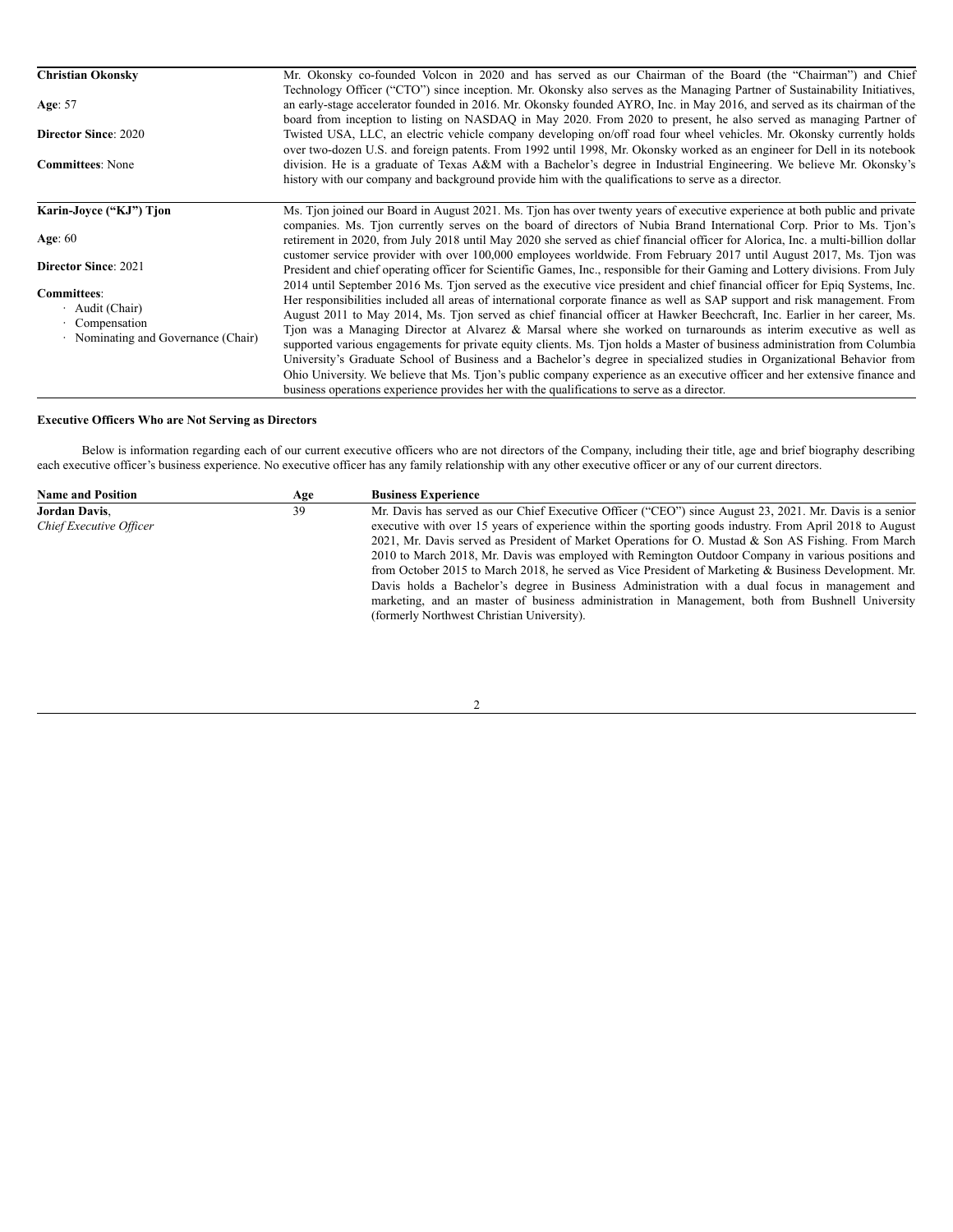| | |
|---|---|
| **Christian Okonsky**<br><br>**Age**: 57<br><br>**Director Since**: 2020<br><br>**Committees**: None | Mr. Okonsky co-founded Volcon in 2020 and has served as our Chairman of the Board (the "Chairman") and Chief Technology Officer ("CTO") since inception. Mr. Okonsky also serves as the Managing Partner of Sustainability Initiatives, an early-stage accelerator founded in 2016. Mr. Okonsky founded AYRO, Inc. in May 2016, and served as its chairman of the board from inception to listing on NASDAQ in May 2020. From 2020 to present, he also served as managing Partner of Twisted USA, LLC, an electric vehicle company developing on/off road four wheel vehicles. Mr. Okonsky currently holds over two-dozen U.S. and foreign patents. From 1992 until 1998, Mr. Okonsky worked as an engineer for Dell in its notebook division. He is a graduate of Texas A&M with a Bachelor's degree in Industrial Engineering. We believe Mr. Okonsky's history with our company and background provide him with the qualifications to serve as a director. |
| **Karin-Joyce ("KJ") Tjon**<br><br>**Age**: 60<br><br>**Director Since**: 2021<br><br>**Committees**:<br>· Audit (Chair)<br>· Compensation<br>· Nominating and Governance (Chair) | Ms. Tjon joined our Board in August 2021. Ms. Tjon has over twenty years of executive experience at both public and private companies. Ms. Tjon currently serves on the board of directors of Nubia Brand International Corp. Prior to Ms. Tjon's retirement in 2020, from July 2018 until May 2020 she served as chief financial officer for Alorica, Inc. a multi-billion dollar customer service provider with over 100,000 employees worldwide. From February 2017 until August 2017, Ms. Tjon was President and chief operating officer for Scientific Games, Inc., responsible for their Gaming and Lottery divisions. From July 2014 until September 2016 Ms. Tjon served as the executive vice president and chief financial officer for Epiq Systems, Inc. Her responsibilities included all areas of international corporate finance as well as SAP support and risk management. From August 2011 to May 2014, Ms. Tjon served as chief financial officer at Hawker Beechcraft, Inc. Earlier in her career, Ms. Tjon was a Managing Director at Alvarez & Marsal where she worked on turnarounds as interim executive as well as supported various engagements for private equity clients. Ms. Tjon holds a Master of business administration from Columbia University's Graduate School of Business and a Bachelor's degree in specialized studies in Organizational Behavior from Ohio University. We believe that Ms. Tjon's public company experience as an executive officer and her extensive finance and business operations experience provides her with the qualifications to serve as a director. |

**Executive Officers Who are Not Serving as Directors**

Below is information regarding each of our current executive officers who are not directors of the Company, including their title, age and brief biography describing each executive officer's business experience. No executive officer has any family relationship with any other executive officer or any of our current directors.

| Name and Position | Age | Business Experience |
|---|---|---|
| **Jordan Davis**,<br>*Chief Executive Officer* | 39 | Mr. Davis has served as our Chief Executive Officer ("CEO") since August 23, 2021. Mr. Davis is a senior executive with over 15 years of experience within the sporting goods industry. From April 2018 to August 2021, Mr. Davis served as President of Market Operations for O. Mustad & Son AS Fishing. From March 2010 to March 2018, Mr. Davis was employed with Remington Outdoor Company in various positions and from October 2015 to March 2018, he served as Vice President of Marketing & Business Development. Mr. Davis holds a Bachelor's degree in Business Administration with a dual focus in management and marketing, and an master of business administration in Management, both from Bushnell University (formerly Northwest Christian University). |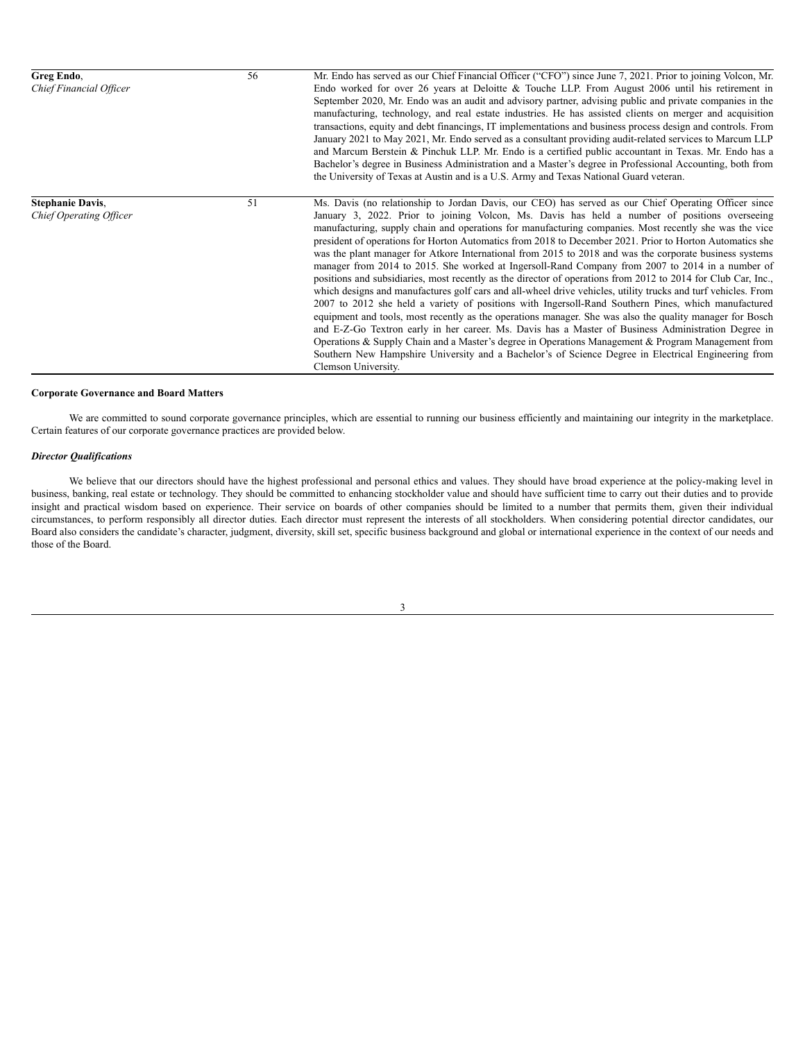| | | |
|---|---|---|
| **Greg Endo**,<br>*Chief Financial Officer* | 56 | Mr. Endo has served as our Chief Financial Officer ("CFO") since June 7, 2021. Prior to joining Volcon, Mr. Endo worked for over 26 years at Deloitte & Touche LLP. From August 2006 until his retirement in September 2020, Mr. Endo was an audit and advisory partner, advising public and private companies in the manufacturing, technology, and real estate industries. He has assisted clients on merger and acquisition transactions, equity and debt financings, IT implementations and business process design and controls. From January 2021 to May 2021, Mr. Endo served as a consultant providing audit-related services to Marcum LLP and Marcum Berstein & Pinchuk LLP. Mr. Endo is a certified public accountant in Texas. Mr. Endo has a Bachelor's degree in Business Administration and a Master's degree in Professional Accounting, both from the University of Texas at Austin and is a U.S. Army and Texas National Guard veteran. |
| **Stephanie Davis**,<br>*Chief Operating Officer* | 51 | Ms. Davis (no relationship to Jordan Davis, our CEO) has served as our Chief Operating Officer since January 3, 2022. Prior to joining Volcon, Ms. Davis has held a number of positions overseeing manufacturing, supply chain and operations for manufacturing companies. Most recently she was the vice president of operations for Horton Automatics from 2018 to December 2021. Prior to Horton Automatics she was the plant manager for Atkore International from 2015 to 2018 and was the corporate business systems manager from 2014 to 2015. She worked at Ingersoll-Rand Company from 2007 to 2014 in a number of positions and subsidiaries, most recently as the director of operations from 2012 to 2014 for Club Car, Inc., which designs and manufactures golf cars and all-wheel drive vehicles, utility trucks and turf vehicles. From 2007 to 2012 she held a variety of positions with Ingersoll-Rand Southern Pines, which manufactured equipment and tools, most recently as the operations manager. She was also the quality manager for Bosch and E-Z-Go Textron early in her career. Ms. Davis has a Master of Business Administration Degree in Operations & Supply Chain and a Master's degree in Operations Management & Program Management from Southern New Hampshire University and a Bachelor's of Science Degree in Electrical Engineering from Clemson University. |

**Corporate Governance and Board Matters**

We are committed to sound corporate governance principles, which are essential to running our business efficiently and maintaining our integrity in the marketplace. Certain features of our corporate governance practices are provided below.

***Director Qualifications***

We believe that our directors should have the highest professional and personal ethics and values. They should have broad experience at the policy-making level in business, banking, real estate or technology. They should be committed to enhancing stockholder value and should have sufficient time to carry out their duties and to provide insight and practical wisdom based on experience. Their service on boards of other companies should be limited to a number that permits them, given their individual circumstances, to perform responsibly all director duties. Each director must represent the interests of all stockholders. When considering potential director candidates, our Board also considers the candidate's character, judgment, diversity, skill set, specific business background and global or international experience in the context of our needs and those of the Board.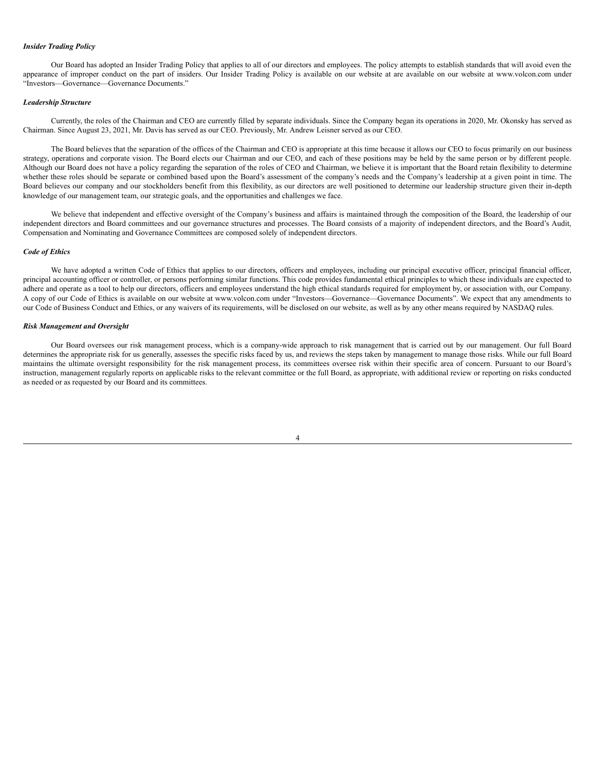*Insider Trading Policy*

Our Board has adopted an Insider Trading Policy that applies to all of our directors and employees. The policy attempts to establish standards that will avoid even the appearance of improper conduct on the part of insiders. Our Insider Trading Policy is available on our website at are available on our website at www.volcon.com under "Investors—Governance—Governance Documents."

*Leadership Structure*

Currently, the roles of the Chairman and CEO are currently filled by separate individuals. Since the Company began its operations in 2020, Mr. Okonsky has served as Chairman. Since August 23, 2021, Mr. Davis has served as our CEO. Previously, Mr. Andrew Leisner served as our CEO.

The Board believes that the separation of the offices of the Chairman and CEO is appropriate at this time because it allows our CEO to focus primarily on our business strategy, operations and corporate vision. The Board elects our Chairman and our CEO, and each of these positions may be held by the same person or by different people. Although our Board does not have a policy regarding the separation of the roles of CEO and Chairman, we believe it is important that the Board retain flexibility to determine whether these roles should be separate or combined based upon the Board's assessment of the company's needs and the Company's leadership at a given point in time. The Board believes our company and our stockholders benefit from this flexibility, as our directors are well positioned to determine our leadership structure given their in-depth knowledge of our management team, our strategic goals, and the opportunities and challenges we face.

We believe that independent and effective oversight of the Company's business and affairs is maintained through the composition of the Board, the leadership of our independent directors and Board committees and our governance structures and processes. The Board consists of a majority of independent directors, and the Board's Audit, Compensation and Nominating and Governance Committees are composed solely of independent directors.

*Code of Ethics*

We have adopted a written Code of Ethics that applies to our directors, officers and employees, including our principal executive officer, principal financial officer, principal accounting officer or controller, or persons performing similar functions. This code provides fundamental ethical principles to which these individuals are expected to adhere and operate as a tool to help our directors, officers and employees understand the high ethical standards required for employment by, or association with, our Company. A copy of our Code of Ethics is available on our website at www.volcon.com under "Investors—Governance—Governance Documents". We expect that any amendments to our Code of Business Conduct and Ethics, or any waivers of its requirements, will be disclosed on our website, as well as by any other means required by NASDAQ rules.

*Risk Management and Oversight*

Our Board oversees our risk management process, which is a company-wide approach to risk management that is carried out by our management. Our full Board determines the appropriate risk for us generally, assesses the specific risks faced by us, and reviews the steps taken by management to manage those risks. While our full Board maintains the ultimate oversight responsibility for the risk management process, its committees oversee risk within their specific area of concern. Pursuant to our Board's instruction, management regularly reports on applicable risks to the relevant committee or the full Board, as appropriate, with additional review or reporting on risks conducted as needed or as requested by our Board and its committees.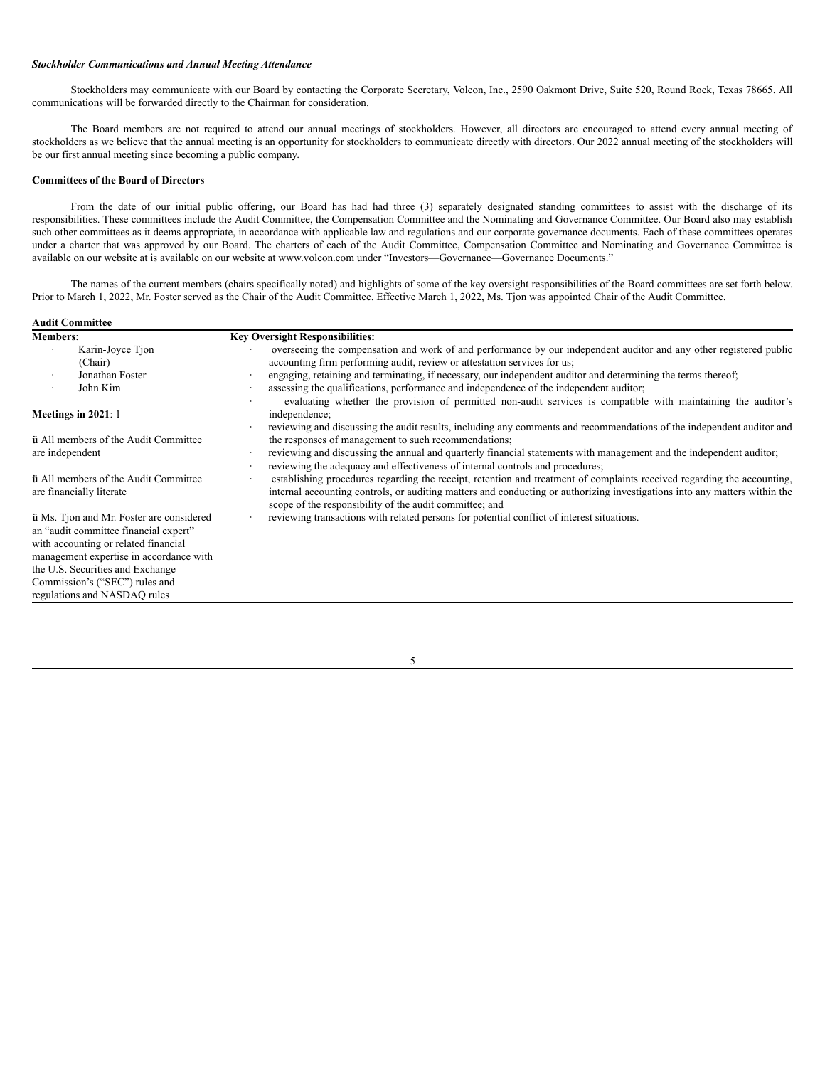***Stockholder Communications and Annual Meeting Attendance***

Stockholders may communicate with our Board by contacting the Corporate Secretary, Volcon, Inc., 2590 Oakmont Drive, Suite 520, Round Rock, Texas 78665. All communications will be forwarded directly to the Chairman for consideration.

The Board members are not required to attend our annual meetings of stockholders. However, all directors are encouraged to attend every annual meeting of stockholders as we believe that the annual meeting is an opportunity for stockholders to communicate directly with directors. Our 2022 annual meeting of the stockholders will be our first annual meeting since becoming a public company.

**Committees of the Board of Directors**

From the date of our initial public offering, our Board has had had three (3) separately designated standing committees to assist with the discharge of its responsibilities. These committees include the Audit Committee, the Compensation Committee and the Nominating and Governance Committee. Our Board also may establish such other committees as it deems appropriate, in accordance with applicable law and regulations and our corporate governance documents. Each of these committees operates under a charter that was approved by our Board. The charters of each of the Audit Committee, Compensation Committee and Nominating and Governance Committee is available on our website at is available on our website at www.volcon.com under "Investors—Governance—Governance Documents."

The names of the current members (chairs specifically noted) and highlights of some of the key oversight responsibilities of the Board committees are set forth below. Prior to March 1, 2022, Mr. Foster served as the Chair of the Audit Committee. Effective March 1, 2022, Ms. Tjon was appointed Chair of the Audit Committee.

**Audit Committee**

| **Members**: | **Key Oversight Responsibilities:** |
|---|---|
| · Karin-Joyce Tjon (Chair)<br>· Jonathan Foster<br>· John Kim<br><br>**Meetings in 2021**: 1<br><br>ü All members of the Audit Committee are independent<br><br>ü All members of the Audit Committee are financially literate<br><br>ü Ms. Tjon and Mr. Foster are considered an "audit committee financial expert" with accounting or related financial management expertise in accordance with the U.S. Securities and Exchange Commission's ("SEC") rules and regulations and NASDAQ rules | · overseeing the compensation and work of and performance by our independent auditor and any other registered public accounting firm performing audit, review or attestation services for us;<br>· engaging, retaining and terminating, if necessary, our independent auditor and determining the terms thereof;<br>· assessing the qualifications, performance and independence of the independent auditor;<br>· evaluating whether the provision of permitted non-audit services is compatible with maintaining the auditor's independence;<br>· reviewing and discussing the audit results, including any comments and recommendations of the independent auditor and the responses of management to such recommendations;<br>· reviewing and discussing the annual and quarterly financial statements with management and the independent auditor;<br>· reviewing the adequacy and effectiveness of internal controls and procedures;<br>· establishing procedures regarding the receipt, retention and treatment of complaints received regarding the accounting, internal accounting controls, or auditing matters and conducting or authorizing investigations into any matters within the scope of the responsibility of the audit committee; and<br>· reviewing transactions with related persons for potential conflict of interest situations. |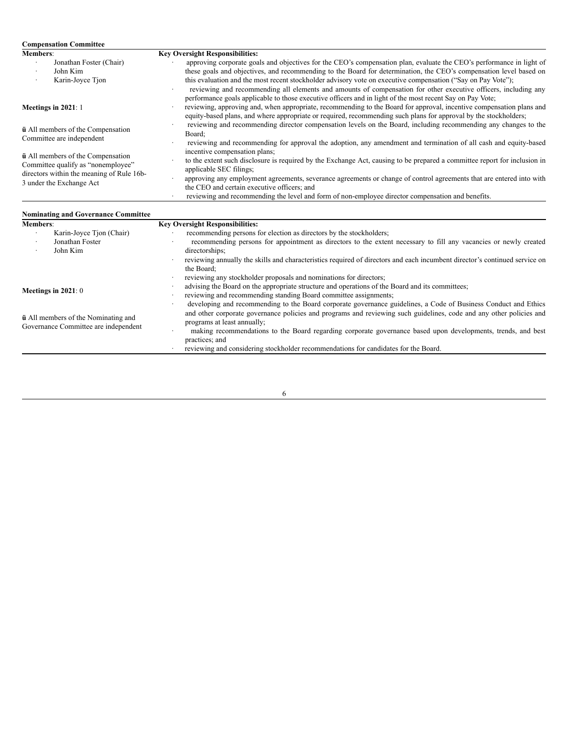**Compensation Committee**

| **Members**: | **Key Oversight Responsibilities:** |
|---|---|
| · Jonathan Foster (Chair)<br>· John Kim<br>· Karin-Joyce Tjon<br><br>**Meetings in 2021**: 1<br><br>ü All members of the Compensation Committee are independent<br><br>ü All members of the Compensation Committee qualify as "nonemployee" directors within the meaning of Rule 16b-3 under the Exchange Act | · approving corporate goals and objectives for the CEO's compensation plan, evaluate the CEO's performance in light of these goals and objectives, and recommending to the Board for determination, the CEO's compensation level based on this evaluation and the most recent stockholder advisory vote on executive compensation ("Say on Pay Vote");<br>· reviewing and recommending all elements and amounts of compensation for other executive officers, including any performance goals applicable to those executive officers and in light of the most recent Say on Pay Vote;<br>· reviewing, approving and, when appropriate, recommending to the Board for approval, incentive compensation plans and equity-based plans, and where appropriate or required, recommending such plans for approval by the stockholders;<br>· reviewing and recommending director compensation levels on the Board, including recommending any changes to the Board;<br>· reviewing and recommending for approval the adoption, any amendment and termination of all cash and equity-based incentive compensation plans;<br>· to the extent such disclosure is required by the Exchange Act, causing to be prepared a committee report for inclusion in applicable SEC filings;<br>· approving any employment agreements, severance agreements or change of control agreements that are entered into with the CEO and certain executive officers; and<br>· reviewing and recommending the level and form of non-employee director compensation and benefits. |

**Nominating and Governance Committee**

| **Members**: | **Key Oversight Responsibilities:** |
|---|---|
| · Karin-Joyce Tjon (Chair)<br>· Jonathan Foster<br>· John Kim<br><br>**Meetings in 2021**: 0<br><br>ü All members of the Nominating and Governance Committee are independent | · recommending persons for election as directors by the stockholders;<br>· recommending persons for appointment as directors to the extent necessary to fill any vacancies or newly created directorships;<br>· reviewing annually the skills and characteristics required of directors and each incumbent director's continued service on the Board;<br>· reviewing any stockholder proposals and nominations for directors;<br>· advising the Board on the appropriate structure and operations of the Board and its committees;<br>· reviewing and recommending standing Board committee assignments;<br>· developing and recommending to the Board corporate governance guidelines, a Code of Business Conduct and Ethics and other corporate governance policies and programs and reviewing such guidelines, code and any other policies and programs at least annually;<br>· making recommendations to the Board regarding corporate governance based upon developments, trends, and best practices; and<br>· reviewing and considering stockholder recommendations for candidates for the Board. |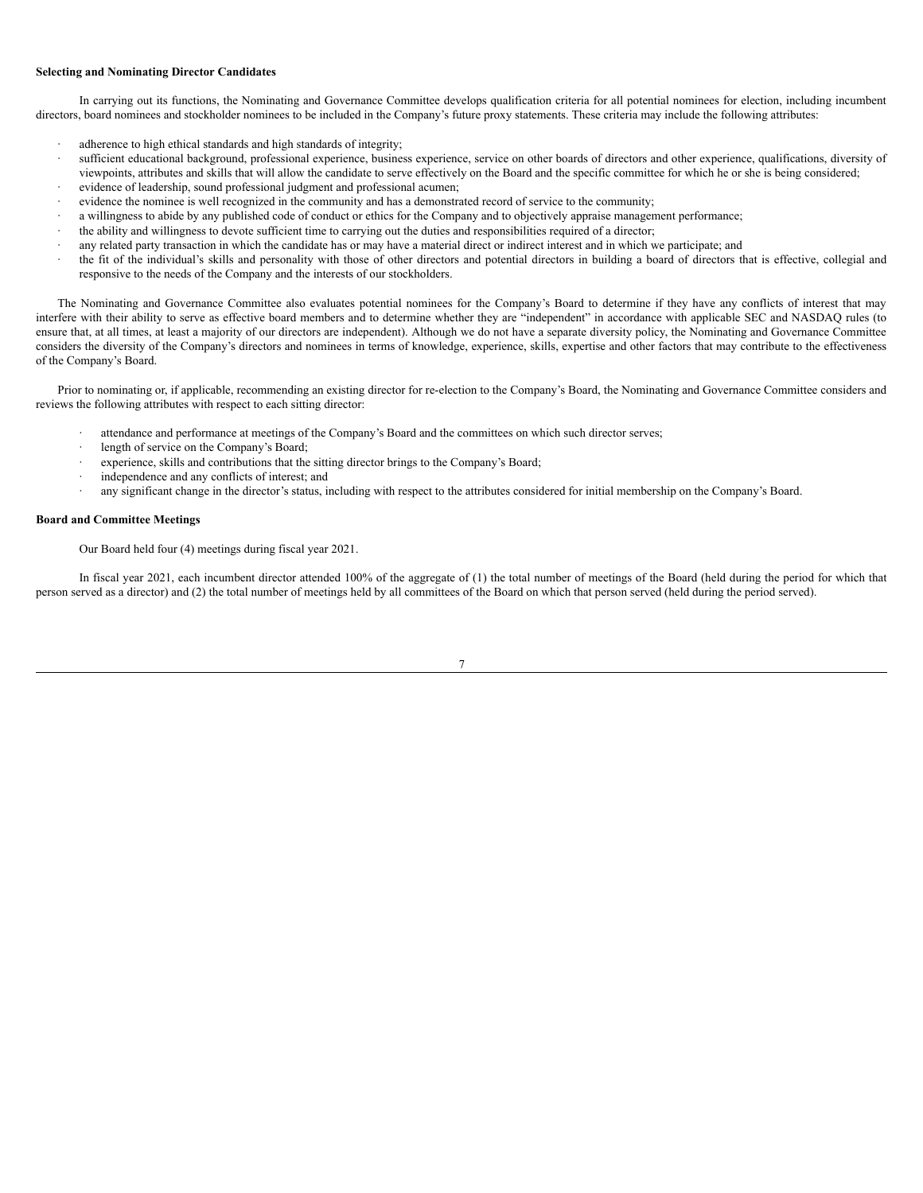**Selecting and Nominating Director Candidates**

In carrying out its functions, the Nominating and Governance Committee develops qualification criteria for all potential nominees for election, including incumbent directors, board nominees and stockholder nominees to be included in the Company's future proxy statements. These criteria may include the following attributes:

- adherence to high ethical standards and high standards of integrity;
- sufficient educational background, professional experience, business experience, service on other boards of directors and other experience, qualifications, diversity of viewpoints, attributes and skills that will allow the candidate to serve effectively on the Board and the specific committee for which he or she is being considered;
- evidence of leadership, sound professional judgment and professional acumen;
- evidence the nominee is well recognized in the community and has a demonstrated record of service to the community;
- a willingness to abide by any published code of conduct or ethics for the Company and to objectively appraise management performance;
- the ability and willingness to devote sufficient time to carrying out the duties and responsibilities required of a director;
- any related party transaction in which the candidate has or may have a material direct or indirect interest and in which we participate; and
- the fit of the individual's skills and personality with those of other directors and potential directors in building a board of directors that is effective, collegial and responsive to the needs of the Company and the interests of our stockholders.

The Nominating and Governance Committee also evaluates potential nominees for the Company's Board to determine if they have any conflicts of interest that may interfere with their ability to serve as effective board members and to determine whether they are "independent" in accordance with applicable SEC and NASDAQ rules (to ensure that, at all times, at least a majority of our directors are independent). Although we do not have a separate diversity policy, the Nominating and Governance Committee considers the diversity of the Company's directors and nominees in terms of knowledge, experience, skills, expertise and other factors that may contribute to the effectiveness of the Company's Board.

Prior to nominating or, if applicable, recommending an existing director for re-election to the Company's Board, the Nominating and Governance Committee considers and reviews the following attributes with respect to each sitting director:

- attendance and performance at meetings of the Company's Board and the committees on which such director serves;
- length of service on the Company's Board;
- experience, skills and contributions that the sitting director brings to the Company's Board;
- independence and any conflicts of interest; and
- any significant change in the director's status, including with respect to the attributes considered for initial membership on the Company's Board.

**Board and Committee Meetings**

Our Board held four (4) meetings during fiscal year 2021.

In fiscal year 2021, each incumbent director attended 100% of the aggregate of (1) the total number of meetings of the Board (held during the period for which that person served as a director) and (2) the total number of meetings held by all committees of the Board on which that person served (held during the period served).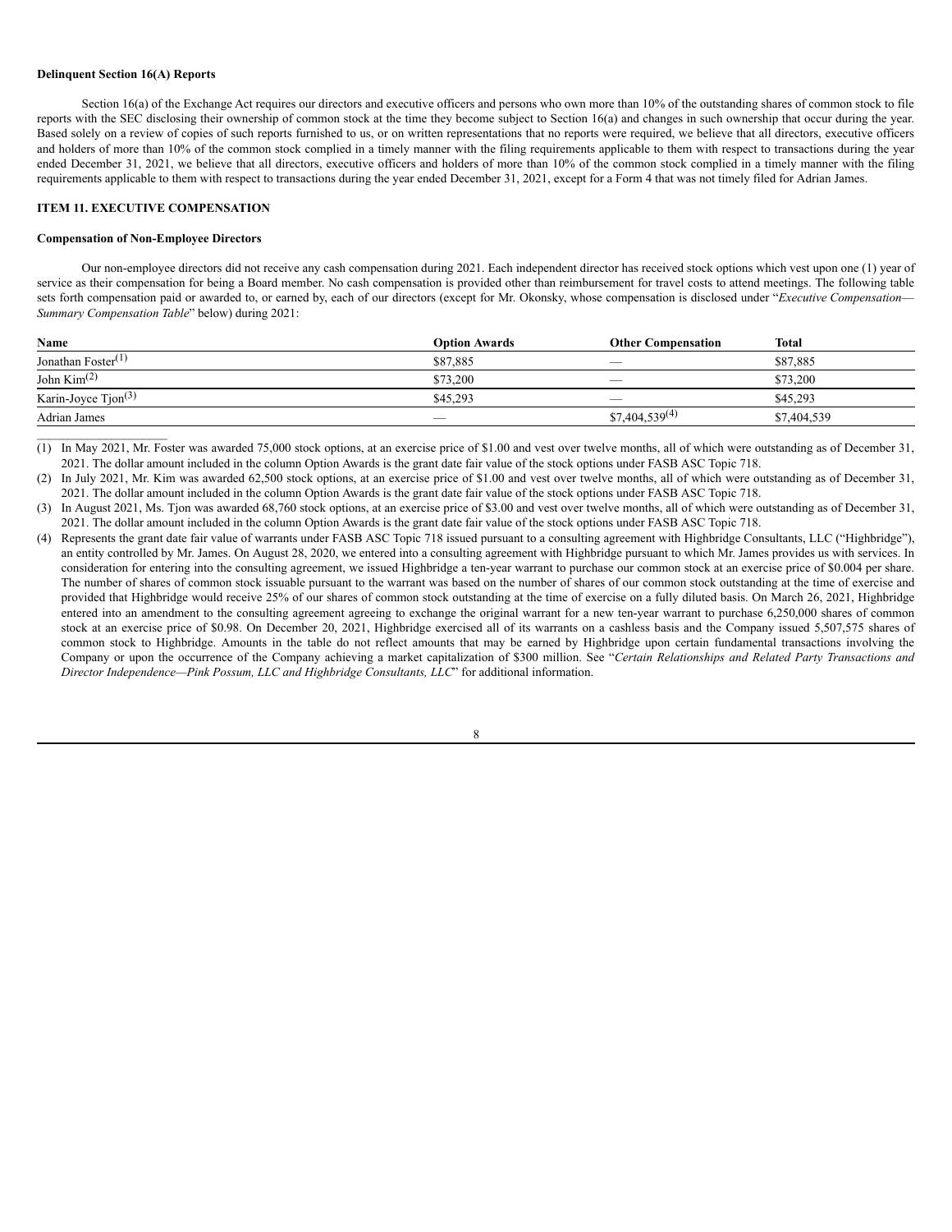**Delinquent Section 16(A) Reports**

Section 16(a) of the Exchange Act requires our directors and executive officers and persons who own more than 10% of the outstanding shares of common stock to file reports with the SEC disclosing their ownership of common stock at the time they become subject to Section 16(a) and changes in such ownership that occur during the year. Based solely on a review of copies of such reports furnished to us, or on written representations that no reports were required, we believe that all directors, executive officers and holders of more than 10% of the common stock complied in a timely manner with the filing requirements applicable to them with respect to transactions during the year ended December 31, 2021, we believe that all directors, executive officers and holders of more than 10% of the common stock complied in a timely manner with the filing requirements applicable to them with respect to transactions during the year ended December 31, 2021, except for a Form 4 that was not timely filed for Adrian James.

**ITEM 11. EXECUTIVE COMPENSATION**

**Compensation of Non-Employee Directors**

Our non-employee directors did not receive any cash compensation during 2021. Each independent director has received stock options which vest upon one (1) year of service as their compensation for being a Board member. No cash compensation is provided other than reimbursement for travel costs to attend meetings. The following table sets forth compensation paid or awarded to, or earned by, each of our directors (except for Mr. Okonsky, whose compensation is disclosed under "*Executive Compensation—Summary Compensation Table*" below) during 2021:

| Name | Option Awards | Other Compensation | Total |
|---|---|---|---|
| Jonathan Foster(1) | \$87,885 | — | \$87,885 |
| John Kim(2) | \$73,200 | — | \$73,200 |
| Karin-Joyce Tjon(3) | \$45,293 | — | \$45,293 |
| Adrian James | — | \$7,404,539(4) | \$7,404,539 |

(1) In May 2021, Mr. Foster was awarded 75,000 stock options, at an exercise price of \$1.00 and vest over twelve months, all of which were outstanding as of December 31, 2021. The dollar amount included in the column Option Awards is the grant date fair value of the stock options under FASB ASC Topic 718.

(2) In July 2021, Mr. Kim was awarded 62,500 stock options, at an exercise price of \$1.00 and vest over twelve months, all of which were outstanding as of December 31, 2021. The dollar amount included in the column Option Awards is the grant date fair value of the stock options under FASB ASC Topic 718.

(3) In August 2021, Ms. Tjon was awarded 68,760 stock options, at an exercise price of \$3.00 and vest over twelve months, all of which were outstanding as of December 31, 2021. The dollar amount included in the column Option Awards is the grant date fair value of the stock options under FASB ASC Topic 718.

(4) Represents the grant date fair value of warrants under FASB ASC Topic 718 issued pursuant to a consulting agreement with Highbridge Consultants, LLC ("Highbridge"), an entity controlled by Mr. James. On August 28, 2020, we entered into a consulting agreement with Highbridge pursuant to which Mr. James provides us with services. In consideration for entering into the consulting agreement, we issued Highbridge a ten-year warrant to purchase our common stock at an exercise price of \$0.004 per share. The number of shares of common stock issuable pursuant to the warrant was based on the number of shares of our common stock outstanding at the time of exercise and provided that Highbridge would receive 25% of our shares of common stock outstanding at the time of exercise on a fully diluted basis. On March 26, 2021, Highbridge entered into an amendment to the consulting agreement agreeing to exchange the original warrant for a new ten-year warrant to purchase 6,250,000 shares of common stock at an exercise price of \$0.98. On December 20, 2021, Highbridge exercised all of its warrants on a cashless basis and the Company issued 5,507,575 shares of common stock to Highbridge. Amounts in the table do not reflect amounts that may be earned by Highbridge upon certain fundamental transactions involving the Company or upon the occurrence of the Company achieving a market capitalization of \$300 million. See "*Certain Relationships and Related Party Transactions and Director Independence—Pink Possum, LLC and Highbridge Consultants, LLC*" for additional information.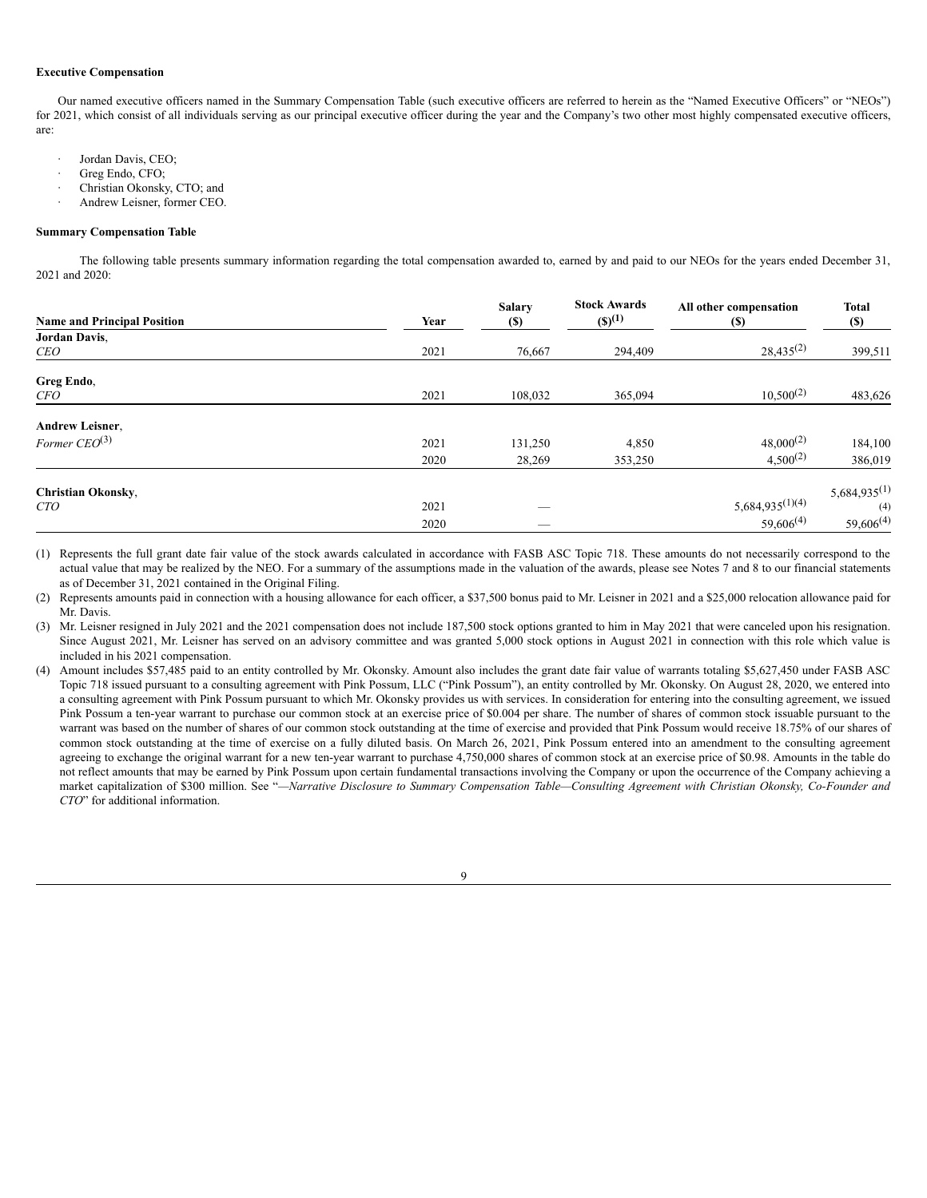**Executive Compensation**

Our named executive officers named in the Summary Compensation Table (such executive officers are referred to herein as the "Named Executive Officers" or "NEOs") for 2021, which consist of all individuals serving as our principal executive officer during the year and the Company's two other most highly compensated executive officers, are:

- Jordan Davis, CEO;
- Greg Endo, CFO;
- Christian Okonsky, CTO; and
- Andrew Leisner, former CEO.

**Summary Compensation Table**

The following table presents summary information regarding the total compensation awarded to, earned by and paid to our NEOs for the years ended December 31, 2021 and 2020:

| Name and Principal Position | Year | Salary ($) | Stock Awards ($)(1) | All other compensation ($) | Total ($) |
|---|---|---|---|---|---|
| **Jordan Davis**, *CEO* | 2021 | 76,667 | 294,409 | 28,435(2) | 399,511 |
| **Greg Endo**, *CFO* | 2021 | 108,032 | 365,094 | 10,500(2) | 483,626 |
| **Andrew Leisner**, *Former CEO*(3) | 2021 | 131,250 | 4,850 | 48,000(2) | 184,100 |
| | 2020 | 28,269 | 353,250 | 4,500(2) | 386,019 |
| **Christian Okonsky**, *CTO* | 2021 | — | | 5,684,935(1)(4) | 5,684,935(1)(4) |
| | 2020 | — | | 59,606(4) | 59,606(4) |

(1) Represents the full grant date fair value of the stock awards calculated in accordance with FASB ASC Topic 718. These amounts do not necessarily correspond to the actual value that may be realized by the NEO. For a summary of the assumptions made in the valuation of the awards, please see Notes 7 and 8 to our financial statements as of December 31, 2021 contained in the Original Filing.

(2) Represents amounts paid in connection with a housing allowance for each officer, a $37,500 bonus paid to Mr. Leisner in 2021 and a $25,000 relocation allowance paid for Mr. Davis.

(3) Mr. Leisner resigned in July 2021 and the 2021 compensation does not include 187,500 stock options granted to him in May 2021 that were canceled upon his resignation. Since August 2021, Mr. Leisner has served on an advisory committee and was granted 5,000 stock options in August 2021 in connection with this role which value is included in his 2021 compensation.

(4) Amount includes $57,485 paid to an entity controlled by Mr. Okonsky. Amount also includes the grant date fair value of warrants totaling $5,627,450 under FASB ASC Topic 718 issued pursuant to a consulting agreement with Pink Possum, LLC ("Pink Possum"), an entity controlled by Mr. Okonsky. On August 28, 2020, we entered into a consulting agreement with Pink Possum pursuant to which Mr. Okonsky provides us with services. In consideration for entering into the consulting agreement, we issued Pink Possum a ten-year warrant to purchase our common stock at an exercise price of $0.004 per share. The number of shares of common stock issuable pursuant to the warrant was based on the number of shares of our common stock outstanding at the time of exercise and provided that Pink Possum would receive 18.75% of our shares of common stock outstanding at the time of exercise on a fully diluted basis. On March 26, 2021, Pink Possum entered into an amendment to the consulting agreement agreeing to exchange the original warrant for a new ten-year warrant to purchase 4,750,000 shares of common stock at an exercise price of $0.98. Amounts in the table do not reflect amounts that may be earned by Pink Possum upon certain fundamental transactions involving the Company or upon the occurrence of the Company achieving a market capitalization of $300 million. See "*—Narrative Disclosure to Summary Compensation Table—Consulting Agreement with Christian Okonsky, Co-Founder and CTO*" for additional information.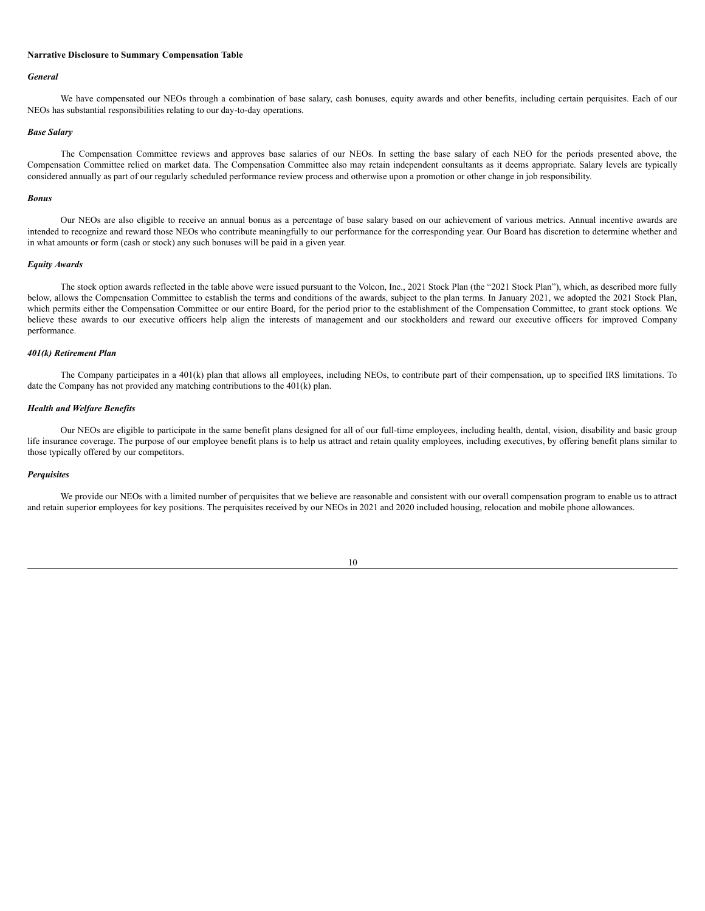**Narrative Disclosure to Summary Compensation Table**

***General***

We have compensated our NEOs through a combination of base salary, cash bonuses, equity awards and other benefits, including certain perquisites. Each of our NEOs has substantial responsibilities relating to our day-to-day operations.

***Base Salary***

The Compensation Committee reviews and approves base salaries of our NEOs. In setting the base salary of each NEO for the periods presented above, the Compensation Committee relied on market data. The Compensation Committee also may retain independent consultants as it deems appropriate. Salary levels are typically considered annually as part of our regularly scheduled performance review process and otherwise upon a promotion or other change in job responsibility.

***Bonus***

Our NEOs are also eligible to receive an annual bonus as a percentage of base salary based on our achievement of various metrics. Annual incentive awards are intended to recognize and reward those NEOs who contribute meaningfully to our performance for the corresponding year. Our Board has discretion to determine whether and in what amounts or form (cash or stock) any such bonuses will be paid in a given year.

***Equity Awards***

The stock option awards reflected in the table above were issued pursuant to the Volcon, Inc., 2021 Stock Plan (the "2021 Stock Plan"), which, as described more fully below, allows the Compensation Committee to establish the terms and conditions of the awards, subject to the plan terms. In January 2021, we adopted the 2021 Stock Plan, which permits either the Compensation Committee or our entire Board, for the period prior to the establishment of the Compensation Committee, to grant stock options. We believe these awards to our executive officers help align the interests of management and our stockholders and reward our executive officers for improved Company performance.

***401(k) Retirement Plan***

The Company participates in a 401(k) plan that allows all employees, including NEOs, to contribute part of their compensation, up to specified IRS limitations. To date the Company has not provided any matching contributions to the 401(k) plan.

***Health and Welfare Benefits***

Our NEOs are eligible to participate in the same benefit plans designed for all of our full-time employees, including health, dental, vision, disability and basic group life insurance coverage. The purpose of our employee benefit plans is to help us attract and retain quality employees, including executives, by offering benefit plans similar to those typically offered by our competitors.

***Perquisites***

We provide our NEOs with a limited number of perquisites that we believe are reasonable and consistent with our overall compensation program to enable us to attract and retain superior employees for key positions. The perquisites received by our NEOs in 2021 and 2020 included housing, relocation and mobile phone allowances.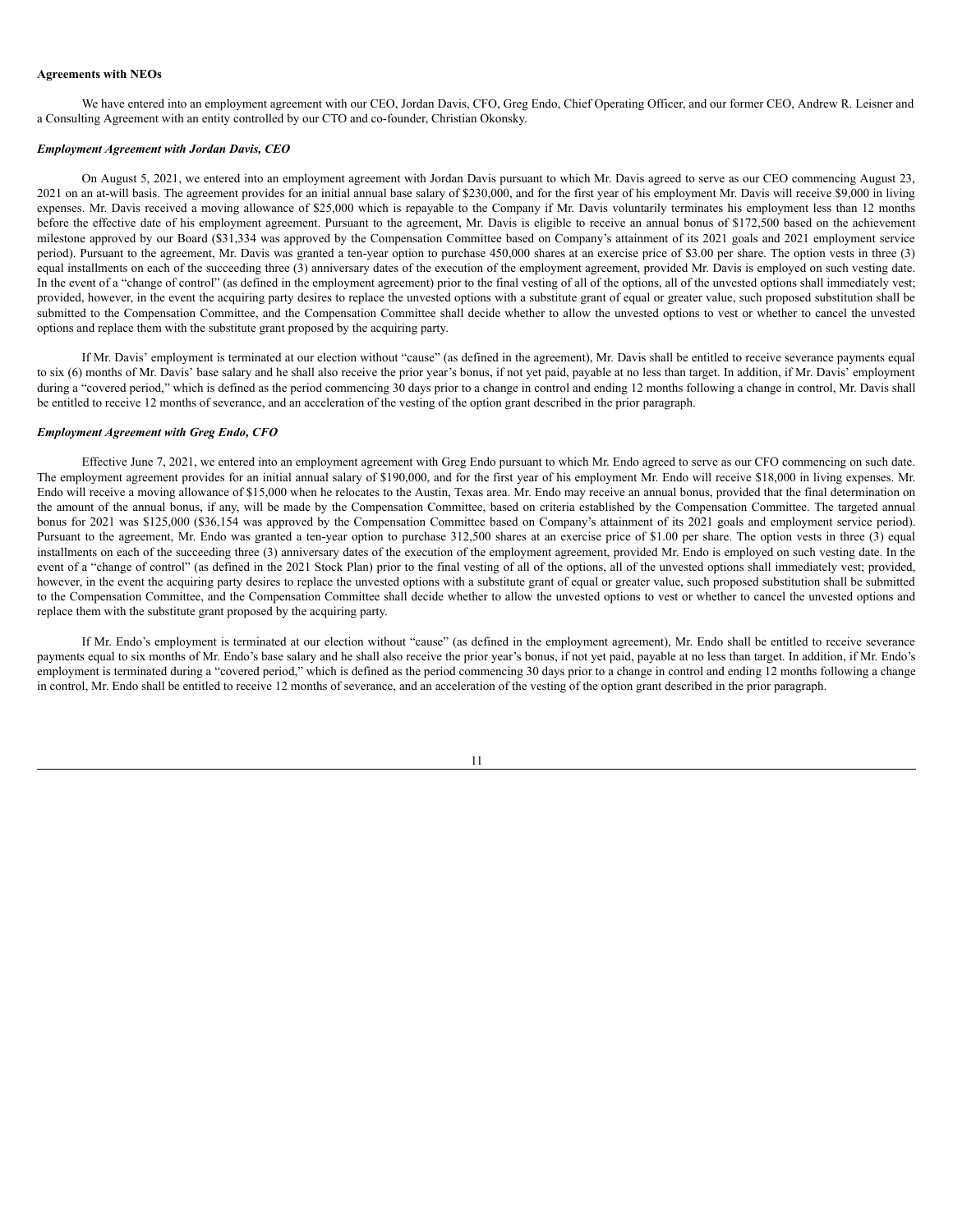**Agreements with NEOs**

We have entered into an employment agreement with our CEO, Jordan Davis, CFO, Greg Endo, Chief Operating Officer, and our former CEO, Andrew R. Leisner and a Consulting Agreement with an entity controlled by our CTO and co-founder, Christian Okonsky.

***Employment Agreement with Jordan Davis, CEO***

On August 5, 2021, we entered into an employment agreement with Jordan Davis pursuant to which Mr. Davis agreed to serve as our CEO commencing August 23, 2021 on an at-will basis. The agreement provides for an initial annual base salary of $230,000, and for the first year of his employment Mr. Davis will receive $9,000 in living expenses. Mr. Davis received a moving allowance of $25,000 which is repayable to the Company if Mr. Davis voluntarily terminates his employment less than 12 months before the effective date of his employment agreement. Pursuant to the agreement, Mr. Davis is eligible to receive an annual bonus of $172,500 based on the achievement milestone approved by our Board ($31,334 was approved by the Compensation Committee based on Company's attainment of its 2021 goals and 2021 employment service period). Pursuant to the agreement, Mr. Davis was granted a ten-year option to purchase 450,000 shares at an exercise price of $3.00 per share. The option vests in three (3) equal installments on each of the succeeding three (3) anniversary dates of the execution of the employment agreement, provided Mr. Davis is employed on such vesting date. In the event of a "change of control" (as defined in the employment agreement) prior to the final vesting of all of the options, all of the unvested options shall immediately vest; provided, however, in the event the acquiring party desires to replace the unvested options with a substitute grant of equal or greater value, such proposed substitution shall be submitted to the Compensation Committee, and the Compensation Committee shall decide whether to allow the unvested options to vest or whether to cancel the unvested options and replace them with the substitute grant proposed by the acquiring party.

If Mr. Davis' employment is terminated at our election without "cause" (as defined in the agreement), Mr. Davis shall be entitled to receive severance payments equal to six (6) months of Mr. Davis' base salary and he shall also receive the prior year's bonus, if not yet paid, payable at no less than target. In addition, if Mr. Davis' employment during a "covered period," which is defined as the period commencing 30 days prior to a change in control and ending 12 months following a change in control, Mr. Davis shall be entitled to receive 12 months of severance, and an acceleration of the vesting of the option grant described in the prior paragraph.

***Employment Agreement with Greg Endo, CFO***

Effective June 7, 2021, we entered into an employment agreement with Greg Endo pursuant to which Mr. Endo agreed to serve as our CFO commencing on such date. The employment agreement provides for an initial annual salary of $190,000, and for the first year of his employment Mr. Endo will receive $18,000 in living expenses. Mr. Endo will receive a moving allowance of $15,000 when he relocates to the Austin, Texas area. Mr. Endo may receive an annual bonus, provided that the final determination on the amount of the annual bonus, if any, will be made by the Compensation Committee, based on criteria established by the Compensation Committee. The targeted annual bonus for 2021 was $125,000 ($36,154 was approved by the Compensation Committee based on Company's attainment of its 2021 goals and employment service period). Pursuant to the agreement, Mr. Endo was granted a ten-year option to purchase 312,500 shares at an exercise price of $1.00 per share. The option vests in three (3) equal installments on each of the succeeding three (3) anniversary dates of the execution of the employment agreement, provided Mr. Endo is employed on such vesting date. In the event of a "change of control" (as defined in the 2021 Stock Plan) prior to the final vesting of all of the options, all of the unvested options shall immediately vest; provided, however, in the event the acquiring party desires to replace the unvested options with a substitute grant of equal or greater value, such proposed substitution shall be submitted to the Compensation Committee, and the Compensation Committee shall decide whether to allow the unvested options to vest or whether to cancel the unvested options and replace them with the substitute grant proposed by the acquiring party.

If Mr. Endo's employment is terminated at our election without "cause" (as defined in the employment agreement), Mr. Endo shall be entitled to receive severance payments equal to six months of Mr. Endo's base salary and he shall also receive the prior year's bonus, if not yet paid, payable at no less than target. In addition, if Mr. Endo's employment is terminated during a "covered period," which is defined as the period commencing 30 days prior to a change in control and ending 12 months following a change in control, Mr. Endo shall be entitled to receive 12 months of severance, and an acceleration of the vesting of the option grant described in the prior paragraph.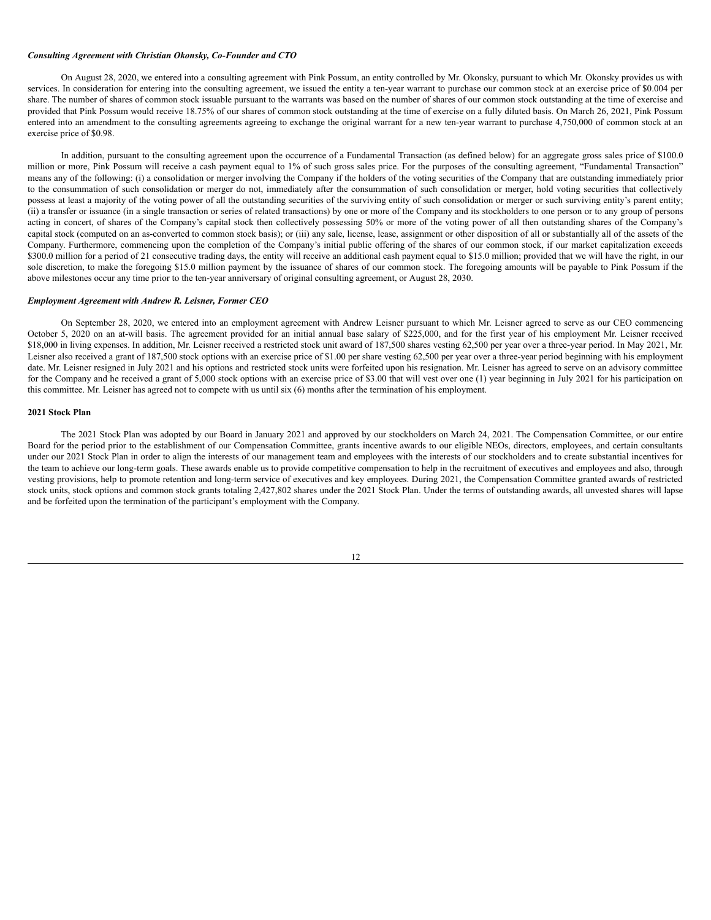### *Consulting Agreement with Christian Okonsky, Co-Founder and CTO*

On August 28, 2020, we entered into a consulting agreement with Pink Possum, an entity controlled by Mr. Okonsky, pursuant to which Mr. Okonsky provides us with services. In consideration for entering into the consulting agreement, we issued the entity a ten-year warrant to purchase our common stock at an exercise price of $0.004 per share. The number of shares of common stock issuable pursuant to the warrants was based on the number of shares of our common stock outstanding at the time of exercise and provided that Pink Possum would receive 18.75% of our shares of common stock outstanding at the time of exercise on a fully diluted basis. On March 26, 2021, Pink Possum entered into an amendment to the consulting agreements agreeing to exchange the original warrant for a new ten-year warrant to purchase 4,750,000 of common stock at an exercise price of $0.98.

In addition, pursuant to the consulting agreement upon the occurrence of a Fundamental Transaction (as defined below) for an aggregate gross sales price of $100.0 million or more, Pink Possum will receive a cash payment equal to 1% of such gross sales price. For the purposes of the consulting agreement, "Fundamental Transaction" means any of the following: (i) a consolidation or merger involving the Company if the holders of the voting securities of the Company that are outstanding immediately prior to the consummation of such consolidation or merger do not, immediately after the consummation of such consolidation or merger, hold voting securities that collectively possess at least a majority of the voting power of all the outstanding securities of the surviving entity of such consolidation or merger or such surviving entity's parent entity; (ii) a transfer or issuance (in a single transaction or series of related transactions) by one or more of the Company and its stockholders to one person or to any group of persons acting in concert, of shares of the Company's capital stock then collectively possessing 50% or more of the voting power of all then outstanding shares of the Company's capital stock (computed on an as-converted to common stock basis); or (iii) any sale, license, lease, assignment or other disposition of all or substantially all of the assets of the Company. Furthermore, commencing upon the completion of the Company's initial public offering of the shares of our common stock, if our market capitalization exceeds $300.0 million for a period of 21 consecutive trading days, the entity will receive an additional cash payment equal to $15.0 million; provided that we will have the right, in our sole discretion, to make the foregoing $15.0 million payment by the issuance of shares of our common stock. The foregoing amounts will be payable to Pink Possum if the above milestones occur any time prior to the ten-year anniversary of original consulting agreement, or August 28, 2030.

### *Employment Agreement with Andrew R. Leisner, Former CEO*

On September 28, 2020, we entered into an employment agreement with Andrew Leisner pursuant to which Mr. Leisner agreed to serve as our CEO commencing October 5, 2020 on an at-will basis. The agreement provided for an initial annual base salary of $225,000, and for the first year of his employment Mr. Leisner received $18,000 in living expenses. In addition, Mr. Leisner received a restricted stock unit award of 187,500 shares vesting 62,500 per year over a three-year period. In May 2021, Mr. Leisner also received a grant of 187,500 stock options with an exercise price of $1.00 per share vesting 62,500 per year over a three-year period beginning with his employment date. Mr. Leisner resigned in July 2021 and his options and restricted stock units were forfeited upon his resignation. Mr. Leisner has agreed to serve on an advisory committee for the Company and he received a grant of 5,000 stock options with an exercise price of $3.00 that will vest over one (1) year beginning in July 2021 for his participation on this committee. Mr. Leisner has agreed not to compete with us until six (6) months after the termination of his employment.

### **2021 Stock Plan**

The 2021 Stock Plan was adopted by our Board in January 2021 and approved by our stockholders on March 24, 2021. The Compensation Committee, or our entire Board for the period prior to the establishment of our Compensation Committee, grants incentive awards to our eligible NEOs, directors, employees, and certain consultants under our 2021 Stock Plan in order to align the interests of our management team and employees with the interests of our stockholders and to create substantial incentives for the team to achieve our long-term goals. These awards enable us to provide competitive compensation to help in the recruitment of executives and employees and also, through vesting provisions, help to promote retention and long-term service of executives and key employees. During 2021, the Compensation Committee granted awards of restricted stock units, stock options and common stock grants totaling 2,427,802 shares under the 2021 Stock Plan. Under the terms of outstanding awards, all unvested shares will lapse and be forfeited upon the termination of the participant's employment with the Company.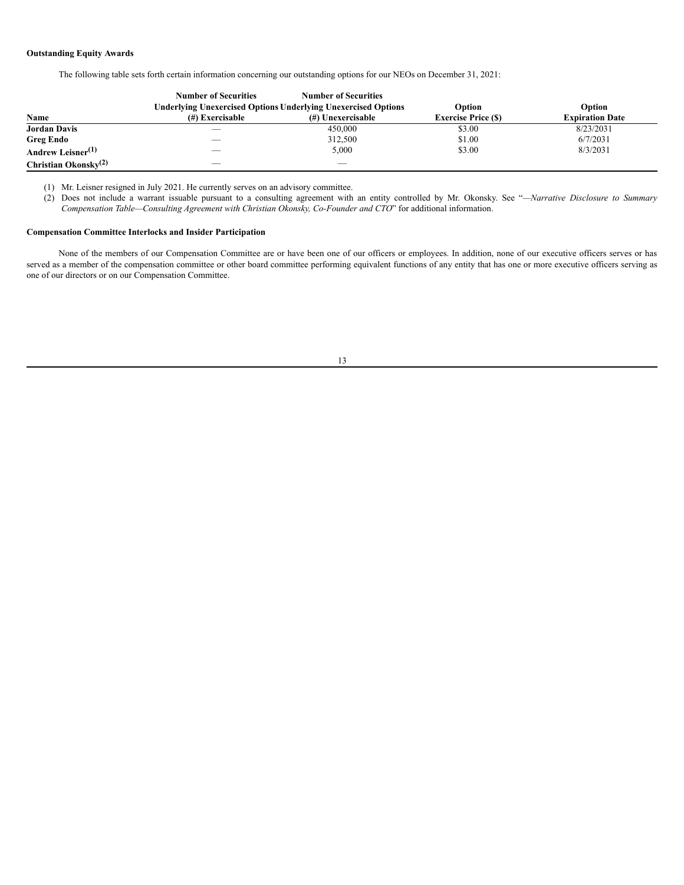**Outstanding Equity Awards**

The following table sets forth certain information concerning our outstanding options for our NEOs on December 31, 2021:

| Name | Number of Securities Underlying Unexercised Options (#) Exercisable | Number of Securities Underlying Unexercised Options (#) Unexercisable | Option Exercise Price ($) | Option Expiration Date |
|---|---|---|---|---|
| **Jordan Davis** | — | 450,000 | $3.00 | 8/23/2031 |
| **Greg Endo** | — | 312,500 | $1.00 | 6/7/2031 |
| **Andrew Leisner[(1)]** | — | 5,000 | $3.00 | 8/3/2031 |
| **Christian Okonsky[(2)]** | — | — | | |

(1) Mr. Leisner resigned in July 2021. He currently serves on an advisory committee.

(2) Does not include a warrant issuable pursuant to a consulting agreement with an entity controlled by Mr. Okonsky. See "*—Narrative Disclosure to Summary Compensation Table—Consulting Agreement with Christian Okonsky, Co-Founder and CTO*" for additional information.

**Compensation Committee Interlocks and Insider Participation**

None of the members of our Compensation Committee are or have been one of our officers or employees. In addition, none of our executive officers serves or has served as a member of the compensation committee or other board committee performing equivalent functions of any entity that has one or more executive officers serving as one of our directors or on our Compensation Committee.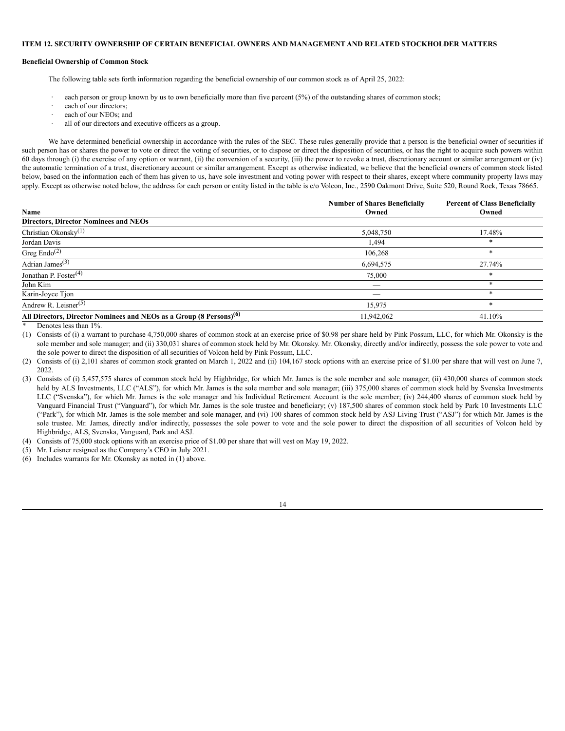**ITEM 12. SECURITY OWNERSHIP OF CERTAIN BENEFICIAL OWNERS AND MANAGEMENT AND RELATED STOCKHOLDER MATTERS**

**Beneficial Ownership of Common Stock**

The following table sets forth information regarding the beneficial ownership of our common stock as of April 25, 2022:

- each person or group known by us to own beneficially more than five percent (5%) of the outstanding shares of common stock;
- each of our directors;
- each of our NEOs; and
- all of our directors and executive officers as a group.

We have determined beneficial ownership in accordance with the rules of the SEC. These rules generally provide that a person is the beneficial owner of securities if such person has or shares the power to vote or direct the voting of securities, or to dispose or direct the disposition of securities, or has the right to acquire such powers within 60 days through (i) the exercise of any option or warrant, (ii) the conversion of a security, (iii) the power to revoke a trust, discretionary account or similar arrangement or (iv) the automatic termination of a trust, discretionary account or similar arrangement. Except as otherwise indicated, we believe that the beneficial owners of common stock listed below, based on the information each of them has given to us, have sole investment and voting power with respect to their shares, except where community property laws may apply. Except as otherwise noted below, the address for each person or entity listed in the table is c/o Volcon, Inc., 2590 Oakmont Drive, Suite 520, Round Rock, Texas 78665.

| Name | Number of Shares Beneficially Owned | Percent of Class Beneficially Owned |
|---|---|---|
| **Directors, Director Nominees and NEOs** | | |
| Christian Okonsky[(1)] | 5,048,750 | 17.48% |
| Jordan Davis | 1,494 | * |
| Greg Endo[(2)] | 106,268 | * |
| Adrian James[(3)] | 6,694,575 | 27.74% |
| Jonathan P. Foster[(4)] | 75,000 | * |
| John Kim | — | * |
| Karin-Joyce Tjon | — | * |
| Andrew R. Leisner[(5)] | 15,975 | * |
| **All Directors, Director Nominees and NEOs as a Group (8 Persons)[(6)]** | 11,942,062 | 41.10% |

\* Denotes less than 1%.

(1) Consists of (i) a warrant to purchase 4,750,000 shares of common stock at an exercise price of $0.98 per share held by Pink Possum, LLC, for which Mr. Okonsky is the sole member and sole manager; and (ii) 330,031 shares of common stock held by Mr. Okonsky. Mr. Okonsky, directly and/or indirectly, possess the sole power to vote and the sole power to direct the disposition of all securities of Volcon held by Pink Possum, LLC.

(2) Consists of (i) 2,101 shares of common stock granted on March 1, 2022 and (ii) 104,167 stock options with an exercise price of $1.00 per share that will vest on June 7, 2022.

(3) Consists of (i) 5,457,575 shares of common stock held by Highbridge, for which Mr. James is the sole member and sole manager; (ii) 430,000 shares of common stock held by ALS Investments, LLC ("ALS"), for which Mr. James is the sole member and sole manager; (iii) 375,000 shares of common stock held by Svenska Investments LLC ("Svenska"), for which Mr. James is the sole manager and his Individual Retirement Account is the sole member; (iv) 244,400 shares of common stock held by Vanguard Financial Trust ("Vanguard"), for which Mr. James is the sole trustee and beneficiary; (v) 187,500 shares of common stock held by Park 10 Investments LLC ("Park"), for which Mr. James is the sole member and sole manager, and (vi) 100 shares of common stock held by ASJ Living Trust ("ASJ") for which Mr. James is the sole trustee. Mr. James, directly and/or indirectly, possesses the sole power to vote and the sole power to direct the disposition of all securities of Volcon held by Highbridge, ALS, Svenska, Vanguard, Park and ASJ.

(4) Consists of 75,000 stock options with an exercise price of $1.00 per share that will vest on May 19, 2022.

(5) Mr. Leisner resigned as the Company's CEO in July 2021.

(6) Includes warrants for Mr. Okonsky as noted in (1) above.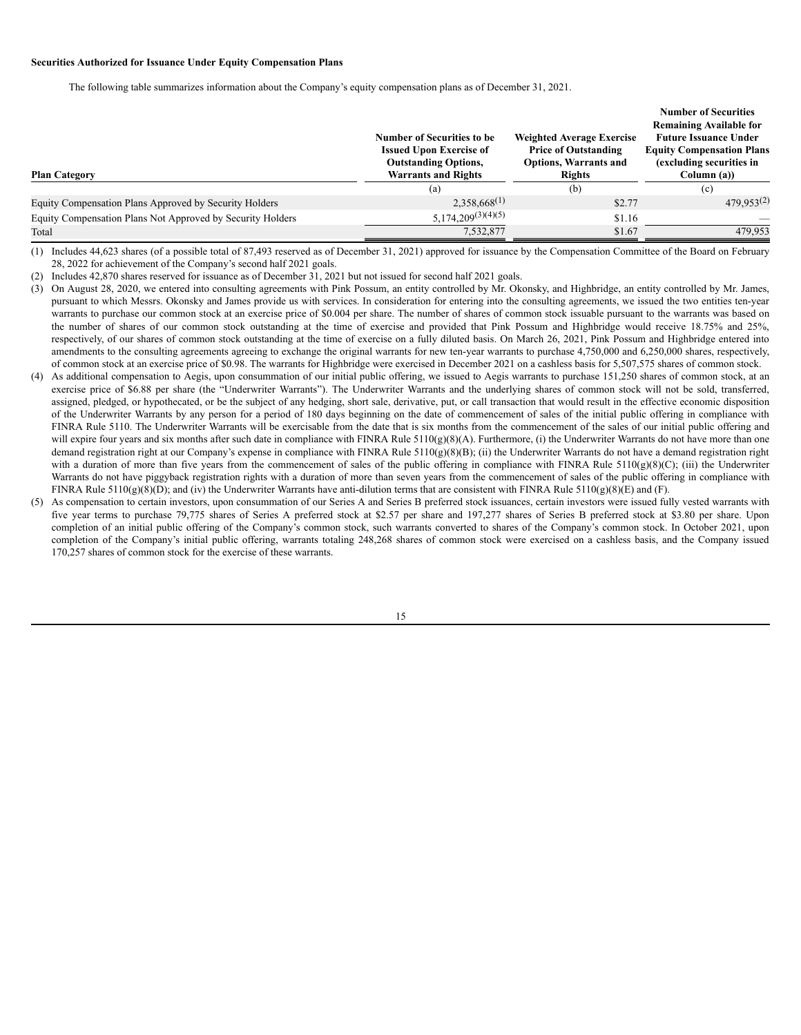**Securities Authorized for Issuance Under Equity Compensation Plans**

The following table summarizes information about the Company's equity compensation plans as of December 31, 2021.

| Plan Category | Number of Securities to be Issued Upon Exercise of Outstanding Options, Warrants and Rights | Weighted Average Exercise Price of Outstanding Options, Warrants and Rights | Number of Securities Remaining Available for Future Issuance Under Equity Compensation Plans (excluding securities in Column (a)) |
|---|---|---|---|
| | (a) | (b) | (c) |
| Equity Compensation Plans Approved by Security Holders | 2,358,668(1) | $2.77 | 479,953(2) |
| Equity Compensation Plans Not Approved by Security Holders | 5,174,209(3)(4)(5) | $1.16 | — |
| Total | 7,532,877 | $1.67 | 479,953 |

(1) Includes 44,623 shares (of a possible total of 87,493 reserved as of December 31, 2021) approved for issuance by the Compensation Committee of the Board on February 28, 2022 for achievement of the Company's second half 2021 goals.

(2) Includes 42,870 shares reserved for issuance as of December 31, 2021 but not issued for second half 2021 goals.

(3) On August 28, 2020, we entered into consulting agreements with Pink Possum, an entity controlled by Mr. Okonsky, and Highbridge, an entity controlled by Mr. James, pursuant to which Messrs. Okonsky and James provide us with services. In consideration for entering into the consulting agreements, we issued the two entities ten-year warrants to purchase our common stock at an exercise price of $0.004 per share. The number of shares of common stock issuable pursuant to the warrants was based on the number of shares of our common stock outstanding at the time of exercise and provided that Pink Possum and Highbridge would receive 18.75% and 25%, respectively, of our shares of common stock outstanding at the time of exercise on a fully diluted basis. On March 26, 2021, Pink Possum and Highbridge entered into amendments to the consulting agreements agreeing to exchange the original warrants for new ten-year warrants to purchase 4,750,000 and 6,250,000 shares, respectively, of common stock at an exercise price of $0.98. The warrants for Highbridge were exercised in December 2021 on a cashless basis for 5,507,575 shares of common stock.

(4) As additional compensation to Aegis, upon consummation of our initial public offering, we issued to Aegis warrants to purchase 151,250 shares of common stock, at an exercise price of $6.88 per share (the "Underwriter Warrants"). The Underwriter Warrants and the underlying shares of common stock will not be sold, transferred, assigned, pledged, or hypothecated, or be the subject of any hedging, short sale, derivative, put, or call transaction that would result in the effective economic disposition of the Underwriter Warrants by any person for a period of 180 days beginning on the date of commencement of sales of the initial public offering in compliance with FINRA Rule 5110. The Underwriter Warrants will be exercisable from the date that is six months from the commencement of the sales of our initial public offering and will expire four years and six months after such date in compliance with FINRA Rule 5110(g)(8)(A). Furthermore, (i) the Underwriter Warrants do not have more than one demand registration right at our Company's expense in compliance with FINRA Rule 5110(g)(8)(B); (ii) the Underwriter Warrants do not have a demand registration right with a duration of more than five years from the commencement of sales of the public offering in compliance with FINRA Rule 5110(g)(8)(C); (iii) the Underwriter Warrants do not have piggyback registration rights with a duration of more than seven years from the commencement of sales of the public offering in compliance with FINRA Rule 5110(g)(8)(D); and (iv) the Underwriter Warrants have anti-dilution terms that are consistent with FINRA Rule 5110(g)(8)(E) and (F).

(5) As compensation to certain investors, upon consummation of our Series A and Series B preferred stock issuances, certain investors were issued fully vested warrants with five year terms to purchase 79,775 shares of Series A preferred stock at $2.57 per share and 197,277 shares of Series B preferred stock at $3.80 per share. Upon completion of an initial public offering of the Company's common stock, such warrants converted to shares of the Company's common stock. In October 2021, upon completion of the Company's initial public offering, warrants totaling 248,268 shares of common stock were exercised on a cashless basis, and the Company issued 170,257 shares of common stock for the exercise of these warrants.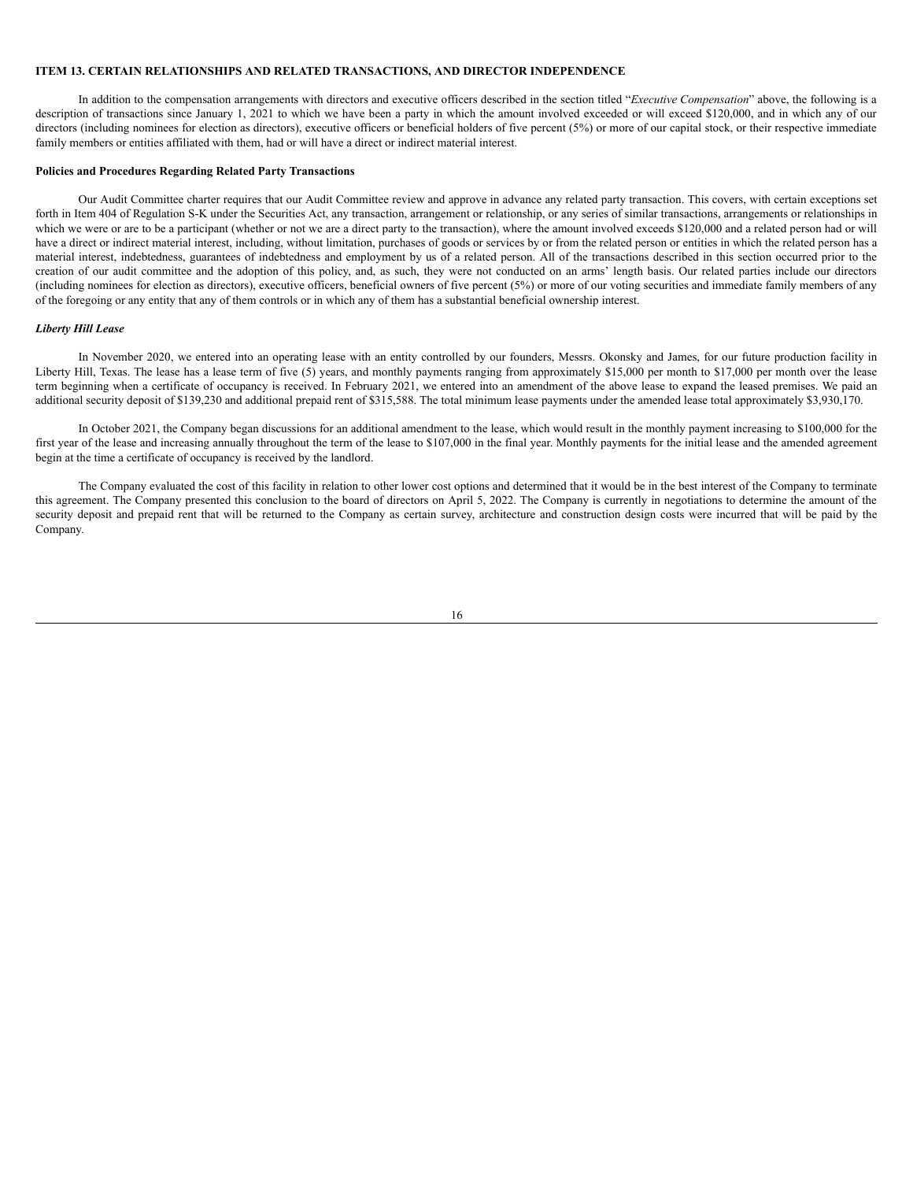## ITEM 13. CERTAIN RELATIONSHIPS AND RELATED TRANSACTIONS, AND DIRECTOR INDEPENDENCE

In addition to the compensation arrangements with directors and executive officers described in the section titled "*Executive Compensation*" above, the following is a description of transactions since January 1, 2021 to which we have been a party in which the amount involved exceeded or will exceed $120,000, and in which any of our directors (including nominees for election as directors), executive officers or beneficial holders of five percent (5%) or more of our capital stock, or their respective immediate family members or entities affiliated with them, had or will have a direct or indirect material interest.

### Policies and Procedures Regarding Related Party Transactions

Our Audit Committee charter requires that our Audit Committee review and approve in advance any related party transaction. This covers, with certain exceptions set forth in Item 404 of Regulation S-K under the Securities Act, any transaction, arrangement or relationship, or any series of similar transactions, arrangements or relationships in which we were or are to be a participant (whether or not we are a direct party to the transaction), where the amount involved exceeds $120,000 and a related person had or will have a direct or indirect material interest, including, without limitation, purchases of goods or services by or from the related person or entities in which the related person has a material interest, indebtedness, guarantees of indebtedness and employment by us of a related person. All of the transactions described in this section occurred prior to the creation of our audit committee and the adoption of this policy, and, as such, they were not conducted on an arms' length basis. Our related parties include our directors (including nominees for election as directors), executive officers, beneficial owners of five percent (5%) or more of our voting securities and immediate family members of any of the foregoing or any entity that any of them controls or in which any of them has a substantial beneficial ownership interest.

### *Liberty Hill Lease*

In November 2020, we entered into an operating lease with an entity controlled by our founders, Messrs. Okonsky and James, for our future production facility in Liberty Hill, Texas. The lease has a lease term of five (5) years, and monthly payments ranging from approximately $15,000 per month to $17,000 per month over the lease term beginning when a certificate of occupancy is received. In February 2021, we entered into an amendment of the above lease to expand the leased premises. We paid an additional security deposit of $139,230 and additional prepaid rent of $315,588. The total minimum lease payments under the amended lease total approximately $3,930,170.

In October 2021, the Company began discussions for an additional amendment to the lease, which would result in the monthly payment increasing to $100,000 for the first year of the lease and increasing annually throughout the term of the lease to $107,000 in the final year. Monthly payments for the initial lease and the amended agreement begin at the time a certificate of occupancy is received by the landlord.

The Company evaluated the cost of this facility in relation to other lower cost options and determined that it would be in the best interest of the Company to terminate this agreement. The Company presented this conclusion to the board of directors on April 5, 2022. The Company is currently in negotiations to determine the amount of the security deposit and prepaid rent that will be returned to the Company as certain survey, architecture and construction design costs were incurred that will be paid by the Company.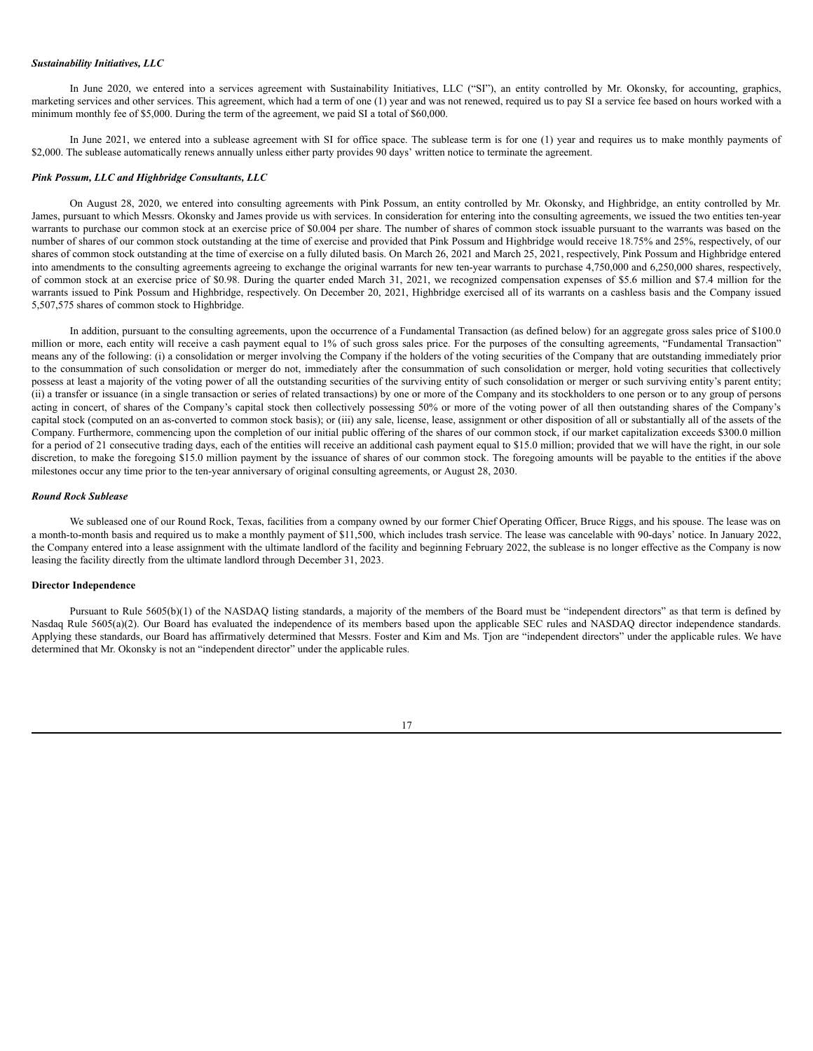***Sustainability Initiatives, LLC***

In June 2020, we entered into a services agreement with Sustainability Initiatives, LLC ("SI"), an entity controlled by Mr. Okonsky, for accounting, graphics, marketing services and other services. This agreement, which had a term of one (1) year and was not renewed, required us to pay SI a service fee based on hours worked with a minimum monthly fee of $5,000. During the term of the agreement, we paid SI a total of $60,000.

In June 2021, we entered into a sublease agreement with SI for office space. The sublease term is for one (1) year and requires us to make monthly payments of $2,000. The sublease automatically renews annually unless either party provides 90 days' written notice to terminate the agreement.

***Pink Possum, LLC and Highbridge Consultants, LLC***

On August 28, 2020, we entered into consulting agreements with Pink Possum, an entity controlled by Mr. Okonsky, and Highbridge, an entity controlled by Mr. James, pursuant to which Messrs. Okonsky and James provide us with services. In consideration for entering into the consulting agreements, we issued the two entities ten-year warrants to purchase our common stock at an exercise price of $0.004 per share. The number of shares of common stock issuable pursuant to the warrants was based on the number of shares of our common stock outstanding at the time of exercise and provided that Pink Possum and Highbridge would receive 18.75% and 25%, respectively, of our shares of common stock outstanding at the time of exercise on a fully diluted basis. On March 26, 2021 and March 25, 2021, respectively, Pink Possum and Highbridge entered into amendments to the consulting agreements agreeing to exchange the original warrants for new ten-year warrants to purchase 4,750,000 and 6,250,000 shares, respectively, of common stock at an exercise price of $0.98. During the quarter ended March 31, 2021, we recognized compensation expenses of $5.6 million and $7.4 million for the warrants issued to Pink Possum and Highbridge, respectively. On December 20, 2021, Highbridge exercised all of its warrants on a cashless basis and the Company issued 5,507,575 shares of common stock to Highbridge.

In addition, pursuant to the consulting agreements, upon the occurrence of a Fundamental Transaction (as defined below) for an aggregate gross sales price of $100.0 million or more, each entity will receive a cash payment equal to 1% of such gross sales price. For the purposes of the consulting agreements, "Fundamental Transaction" means any of the following: (i) a consolidation or merger involving the Company if the holders of the voting securities of the Company that are outstanding immediately prior to the consummation of such consolidation or merger do not, immediately after the consummation of such consolidation or merger, hold voting securities that collectively possess at least a majority of the voting power of all the outstanding securities of the surviving entity of such consolidation or merger or such surviving entity's parent entity; (ii) a transfer or issuance (in a single transaction or series of related transactions) by one or more of the Company and its stockholders to one person or to any group of persons acting in concert, of shares of the Company's capital stock then collectively possessing 50% or more of the voting power of all then outstanding shares of the Company's capital stock (computed on an as-converted to common stock basis); or (iii) any sale, license, lease, assignment or other disposition of all or substantially all of the assets of the Company. Furthermore, commencing upon the completion of our initial public offering of the shares of our common stock, if our market capitalization exceeds $300.0 million for a period of 21 consecutive trading days, each of the entities will receive an additional cash payment equal to $15.0 million; provided that we will have the right, in our sole discretion, to make the foregoing $15.0 million payment by the issuance of shares of our common stock. The foregoing amounts will be payable to the entities if the above milestones occur any time prior to the ten-year anniversary of original consulting agreements, or August 28, 2030.

***Round Rock Sublease***

We subleased one of our Round Rock, Texas, facilities from a company owned by our former Chief Operating Officer, Bruce Riggs, and his spouse. The lease was on a month-to-month basis and required us to make a monthly payment of $11,500, which includes trash service. The lease was cancelable with 90-days' notice. In January 2022, the Company entered into a lease assignment with the ultimate landlord of the facility and beginning February 2022, the sublease is no longer effective as the Company is now leasing the facility directly from the ultimate landlord through December 31, 2023.

**Director Independence**

Pursuant to Rule 5605(b)(1) of the NASDAQ listing standards, a majority of the members of the Board must be "independent directors" as that term is defined by Nasdaq Rule 5605(a)(2). Our Board has evaluated the independence of its members based upon the applicable SEC rules and NASDAQ director independence standards. Applying these standards, our Board has affirmatively determined that Messrs. Foster and Kim and Ms. Tjon are "independent directors" under the applicable rules. We have determined that Mr. Okonsky is not an "independent director" under the applicable rules.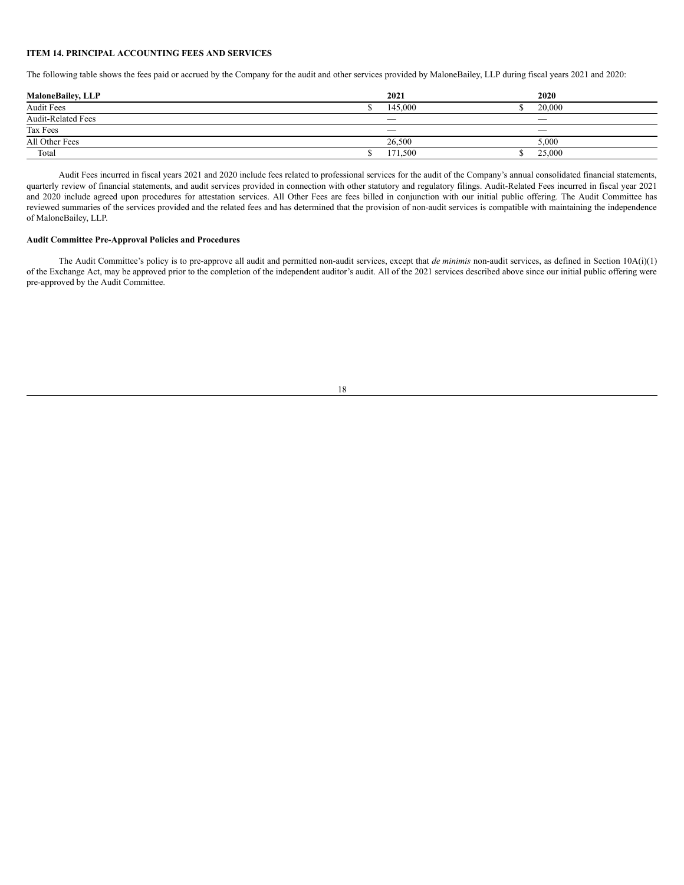### ITEM 14. PRINCIPAL ACCOUNTING FEES AND SERVICES

The following table shows the fees paid or accrued by the Company for the audit and other services provided by MaloneBailey, LLP during fiscal years 2021 and 2020:

| MaloneBailey, LLP | 2021 | 2020 |
|---|---|---|
| Audit Fees | $ 145,000 | $ 20,000 |
| Audit-Related Fees | — | — |
| Tax Fees | — | — |
| All Other Fees | 26,500 | 5,000 |
| Total | $ 171,500 | $ 25,000 |

Audit Fees incurred in fiscal years 2021 and 2020 include fees related to professional services for the audit of the Company's annual consolidated financial statements, quarterly review of financial statements, and audit services provided in connection with other statutory and regulatory filings. Audit-Related Fees incurred in fiscal year 2021 and 2020 include agreed upon procedures for attestation services. All Other Fees are fees billed in conjunction with our initial public offering. The Audit Committee has reviewed summaries of the services provided and the related fees and has determined that the provision of non-audit services is compatible with maintaining the independence of MaloneBailey, LLP.

**Audit Committee Pre-Approval Policies and Procedures**

The Audit Committee's policy is to pre-approve all audit and permitted non-audit services, except that *de minimis* non-audit services, as defined in Section 10A(i)(1) of the Exchange Act, may be approved prior to the completion of the independent auditor's audit. All of the 2021 services described above since our initial public offering were pre-approved by the Audit Committee.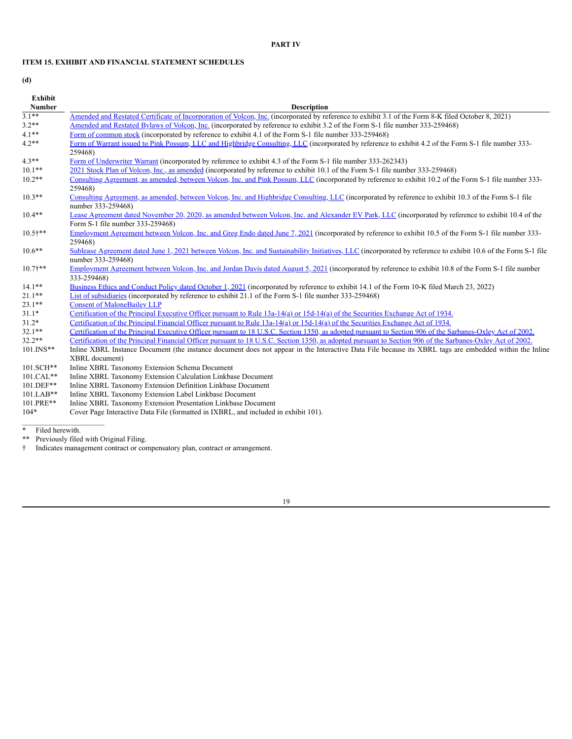**PART IV**

**ITEM 15. EXHIBIT AND FINANCIAL STATEMENT SCHEDULES**

**(d)**

| Exhibit Number | Description |
|---|---|
| 3.1** | Amended and Restated Certificate of Incorporation of Volcon, Inc. (incorporated by reference to exhibit 3.1 of the Form 8-K filed October 8, 2021) |
| 3.2** | Amended and Restated Bylaws of Volcon, Inc. (incorporated by reference to exhibit 3.2 of the Form S-1 file number 333-259468) |
| 4.1** | Form of common stock (incorporated by reference to exhibit 4.1 of the Form S-1 file number 333-259468) |
| 4.2** | Form of Warrant issued to Pink Possum, LLC and Highbridge Consulting, LLC (incorporated by reference to exhibit 4.2 of the Form S-1 file number 333-259468) |
| 4.3** | Form of Underwriter Warrant (incorporated by reference to exhibit 4.3 of the Form S-1 file number 333-262343) |
| 10.1** | 2021 Stock Plan of Volcon, Inc., as amended (incorporated by reference to exhibit 10.1 of the Form S-1 file number 333-259468) |
| 10.2** | Consulting Agreement, as amended, between Volcon, Inc. and Pink Possum, LLC (incorporated by reference to exhibit 10.2 of the Form S-1 file number 333-259468) |
| 10.3** | Consulting Agreement, as amended, between Volcon, Inc. and Highbridge Consulting, LLC (incorporated by reference to exhibit 10.3 of the Form S-1 file number 333-259468) |
| 10.4** | Lease Agreement dated November 20, 2020, as amended between Volcon, Inc. and Alexander EV Park, LLC (incorporated by reference to exhibit 10.4 of the Form S-1 file number 333-259468) |
| 10.5†** | Employment Agreement between Volcon, Inc. and Greg Endo dated June 7, 2021 (incorporated by reference to exhibit 10.5 of the Form S-1 file number 333-259468) |
| 10.6** | Sublease Agreement dated June 1, 2021 between Volcon, Inc. and Sustainability Initiatives, LLC (incorporated by reference to exhibit 10.6 of the Form S-1 file number 333-259468) |
| 10.7†** | Employment Agreement between Volcon, Inc. and Jordan Davis dated August 5, 2021 (incorporated by reference to exhibit 10.8 of the Form S-1 file number 333-259468) |
| 14.1** | Business Ethics and Conduct Policy dated October 1, 2021 (incorporated by reference to exhibit 14.1 of the Form 10-K filed March 23, 2022) |
| 21.1** | List of subsidiaries (incorporated by reference to exhibit 21.1 of the Form S-1 file number 333-259468) |
| 23.1** | Consent of MaloneBailey LLP |
| 31.1* | Certification of the Principal Executive Officer pursuant to Rule 13a-14(a) or 15d-14(a) of the Securities Exchange Act of 1934. |
| 31.2* | Certification of the Principal Financial Officer pursuant to Rule 13a-14(a) or 15d-14(a) of the Securities Exchange Act of 1934. |
| 32.1** | Certification of the Principal Executive Officer pursuant to 18 U.S.C. Section 1350, as adopted pursuant to Section 906 of the Sarbanes-Oxley Act of 2002. |
| 32.2** | Certification of the Principal Financial Officer pursuant to 18 U.S.C. Section 1350, as adopted pursuant to Section 906 of the Sarbanes-Oxley Act of 2002. |
| 101.INS** | Inline XBRL Instance Document (the instance document does not appear in the Interactive Data File because its XBRL tags are embedded within the Inline XBRL document) |
| 101.SCH** | Inline XBRL Taxonomy Extension Schema Document |
| 101.CAL** | Inline XBRL Taxonomy Extension Calculation Linkbase Document |
| 101.DEF** | Inline XBRL Taxonomy Extension Definition Linkbase Document |
| 101.LAB** | Inline XBRL Taxonomy Extension Label Linkbase Document |
| 101.PRE** | Inline XBRL Taxonomy Extension Presentation Linkbase Document |
| 104* | Cover Page Interactive Data File (formatted in IXBRL, and included in exhibit 101). |

\* Filed herewith.

** Previously filed with Original Filing.

† Indicates management contract or compensatory plan, contract or arrangement.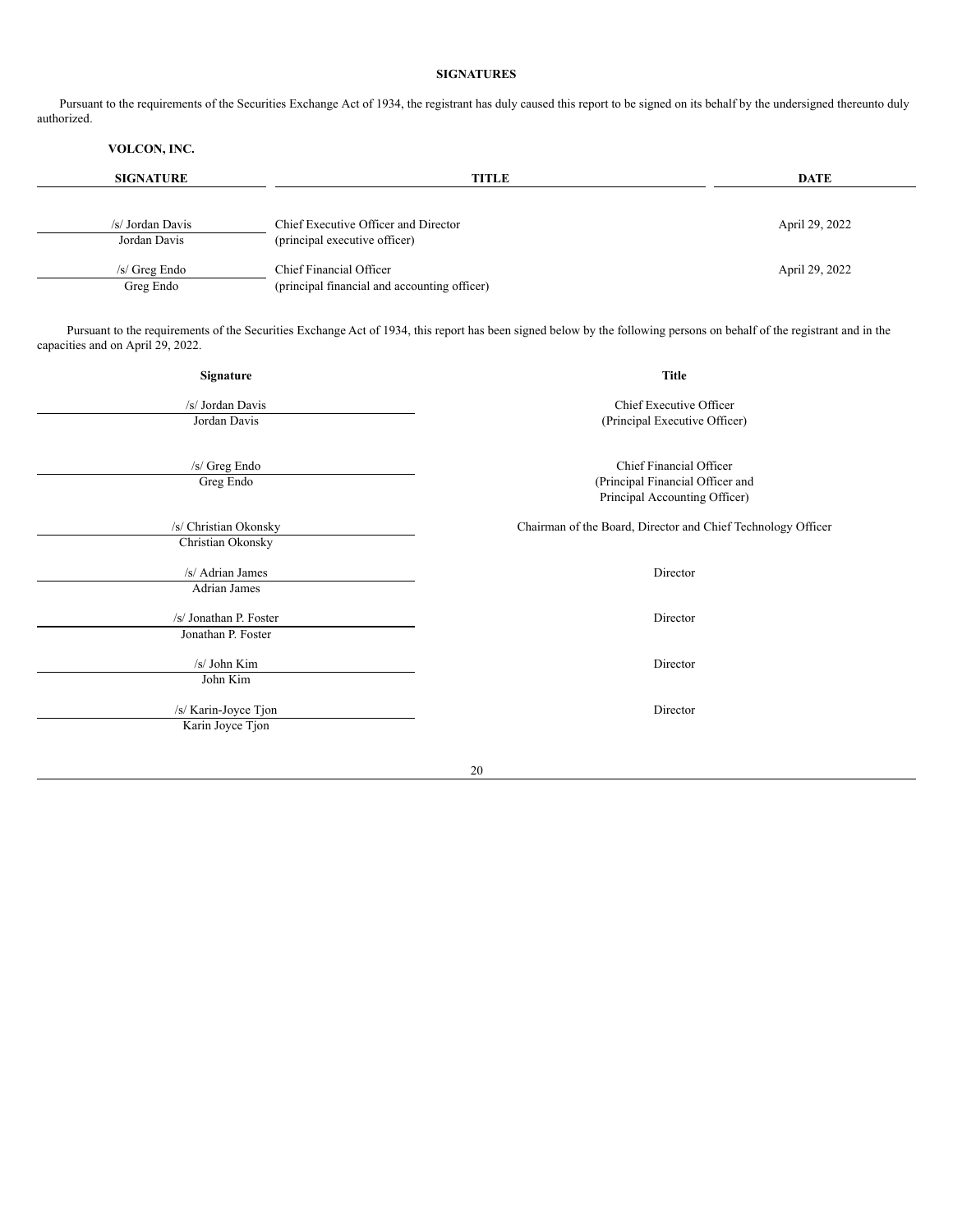**SIGNATURES**

Pursuant to the requirements of the Securities Exchange Act of 1934, the registrant has duly caused this report to be signed on its behalf by the undersigned thereunto duly authorized.

**VOLCON, INC.**

| SIGNATURE | TITLE | DATE |
|---|---|---|
| /s/ Jordan Davis<br>Jordan Davis | Chief Executive Officer and Director<br>(principal executive officer) | April 29, 2022 |
| /s/ Greg Endo<br>Greg Endo | Chief Financial Officer<br>(principal financial and accounting officer) | April 29, 2022 |

Pursuant to the requirements of the Securities Exchange Act of 1934, this report has been signed below by the following persons on behalf of the registrant and in the capacities and on April 29, 2022.

| Signature | Title |
|---|---|
| /s/ Jordan Davis<br>Jordan Davis | Chief Executive Officer<br>(Principal Executive Officer) |
| /s/ Greg Endo<br>Greg Endo | Chief Financial Officer<br>(Principal Financial Officer and<br>Principal Accounting Officer) |
| /s/ Christian Okonsky<br>Christian Okonsky | Chairman of the Board, Director and Chief Technology Officer |
| /s/ Adrian James<br>Adrian James | Director |
| /s/ Jonathan P. Foster<br>Jonathan P. Foster | Director |
| /s/ John Kim<br>John Kim | Director |
| /s/ Karin-Joyce Tjon<br>Karin Joyce Tjon | Director |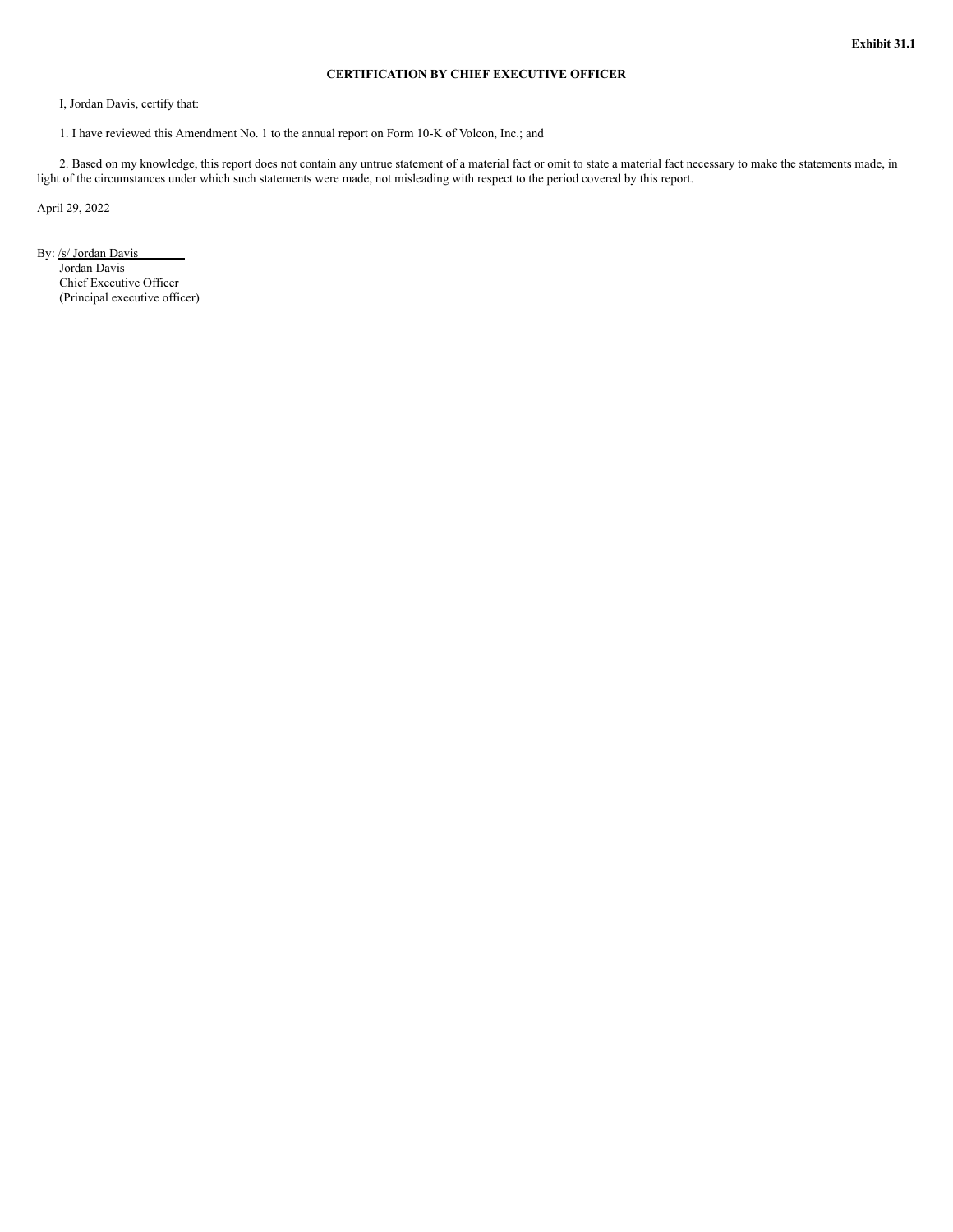**Exhibit 31.1**

**CERTIFICATION BY CHIEF EXECUTIVE OFFICER**

I, Jordan Davis, certify that:

1. I have reviewed this Amendment No. 1 to the annual report on Form 10-K of Volcon, Inc.; and

2. Based on my knowledge, this report does not contain any untrue statement of a material fact or omit to state a material fact necessary to make the statements made, in light of the circumstances under which such statements were made, not misleading with respect to the period covered by this report.

April 29, 2022

By: /s/ Jordan Davis
Jordan Davis
Chief Executive Officer
(Principal executive officer)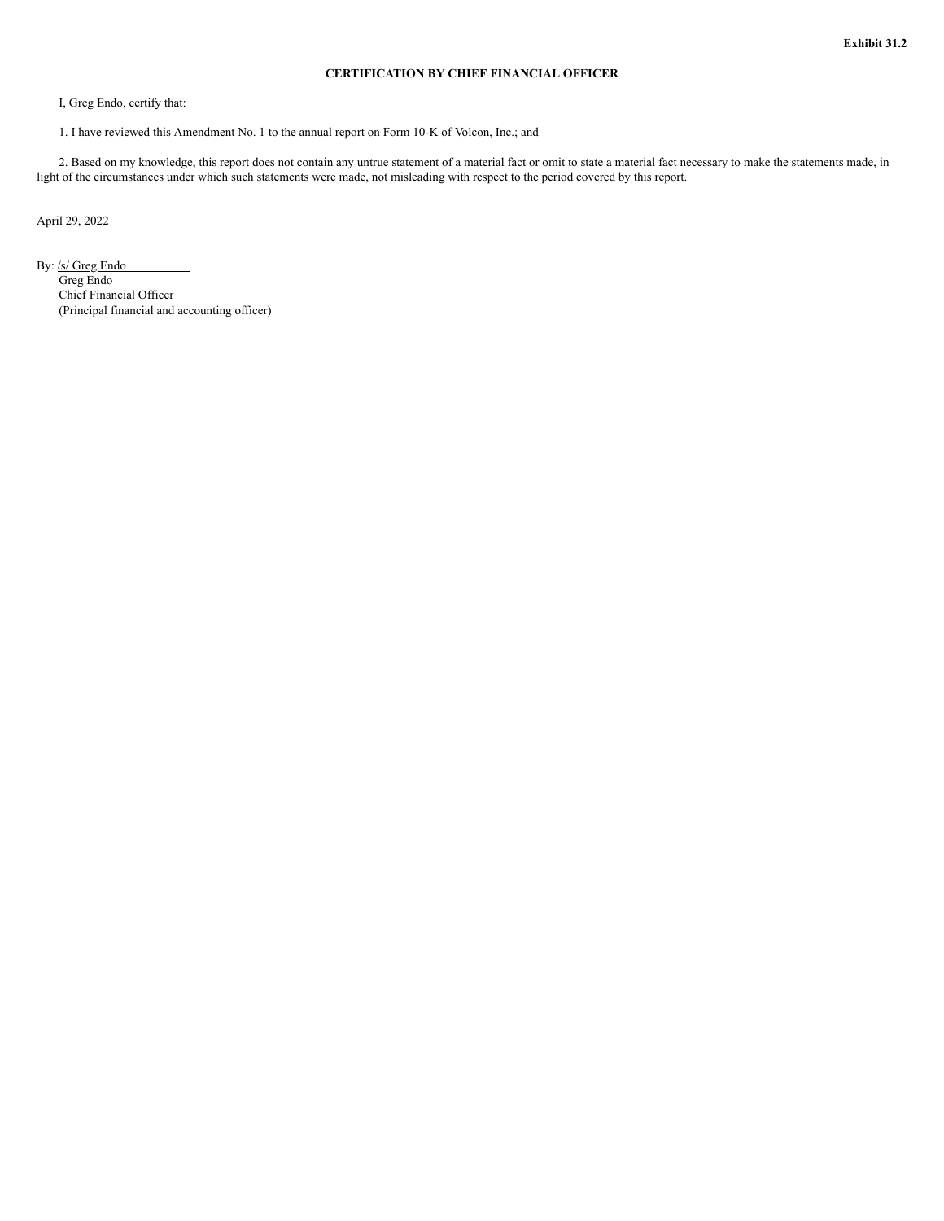**Exhibit 31.2**

**CERTIFICATION BY CHIEF FINANCIAL OFFICER**

I, Greg Endo, certify that:

1. I have reviewed this Amendment No. 1 to the annual report on Form 10-K of Volcon, Inc.; and

2. Based on my knowledge, this report does not contain any untrue statement of a material fact or omit to state a material fact necessary to make the statements made, in light of the circumstances under which such statements were made, not misleading with respect to the period covered by this report.

April 29, 2022

By: /s/ Greg Endo  
Greg Endo  
Chief Financial Officer  
(Principal financial and accounting officer)